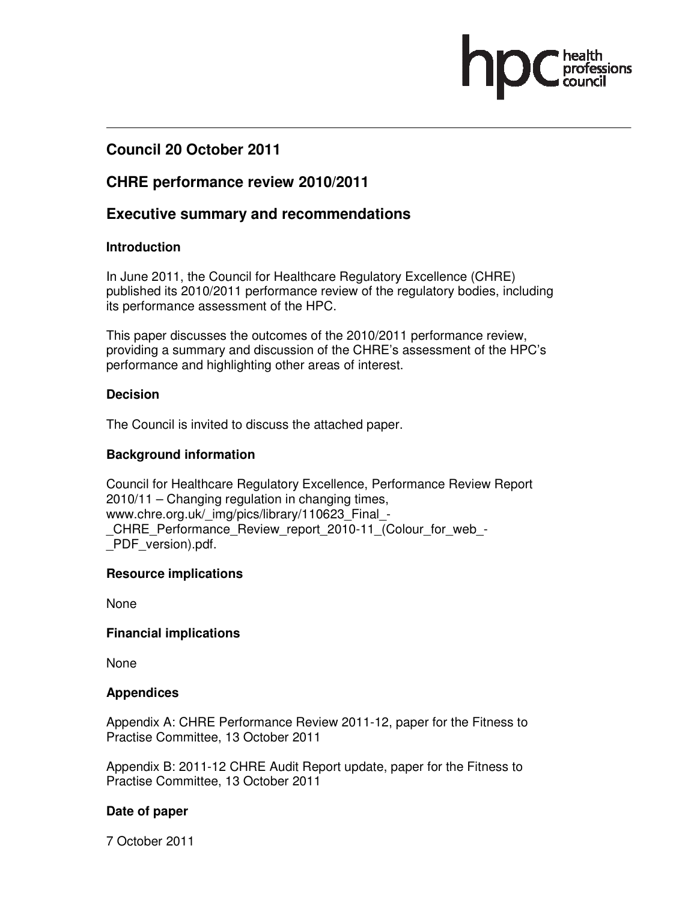# Council 20 October 2011

## CHRE performance review 2010/2011

## Executive summary and recommendations

### Introduction

In June 2011, the Council for Healthcare Regulatory Excellence (CHRE) published its 2010/2011 performance review of the regulatory bodies, including its performance assessment of the HPC.

This paper discusses the outcomes of the 2010/2011 performance review, providing a summary and discussion of the CHRE's assessment of the HPC's performance and highlighting other areas of interest.

### Decision

The Council is invited to discuss the attached paper.

### Background information

Council for Healthcare Regulatory Excellence, Performance Review Report 2010/11 – Changing regulation in changing times, www.chre.org.uk/_img/pics/library/110623_Final_-_CHRE_Performance_Review_report_2010-11_(Colour_for_web_-_PDF_version).pdf.

### Resource implications

None

### Financial implications

None

### Appendices

Appendix A: CHRE Performance Review 2011-12, paper for the Fitness to Practise Committee, 13 October 2011

Appendix B: 2011-12 CHRE Audit Report update, paper for the Fitness to Practise Committee, 13 October 2011

### Date of paper

7 October 2011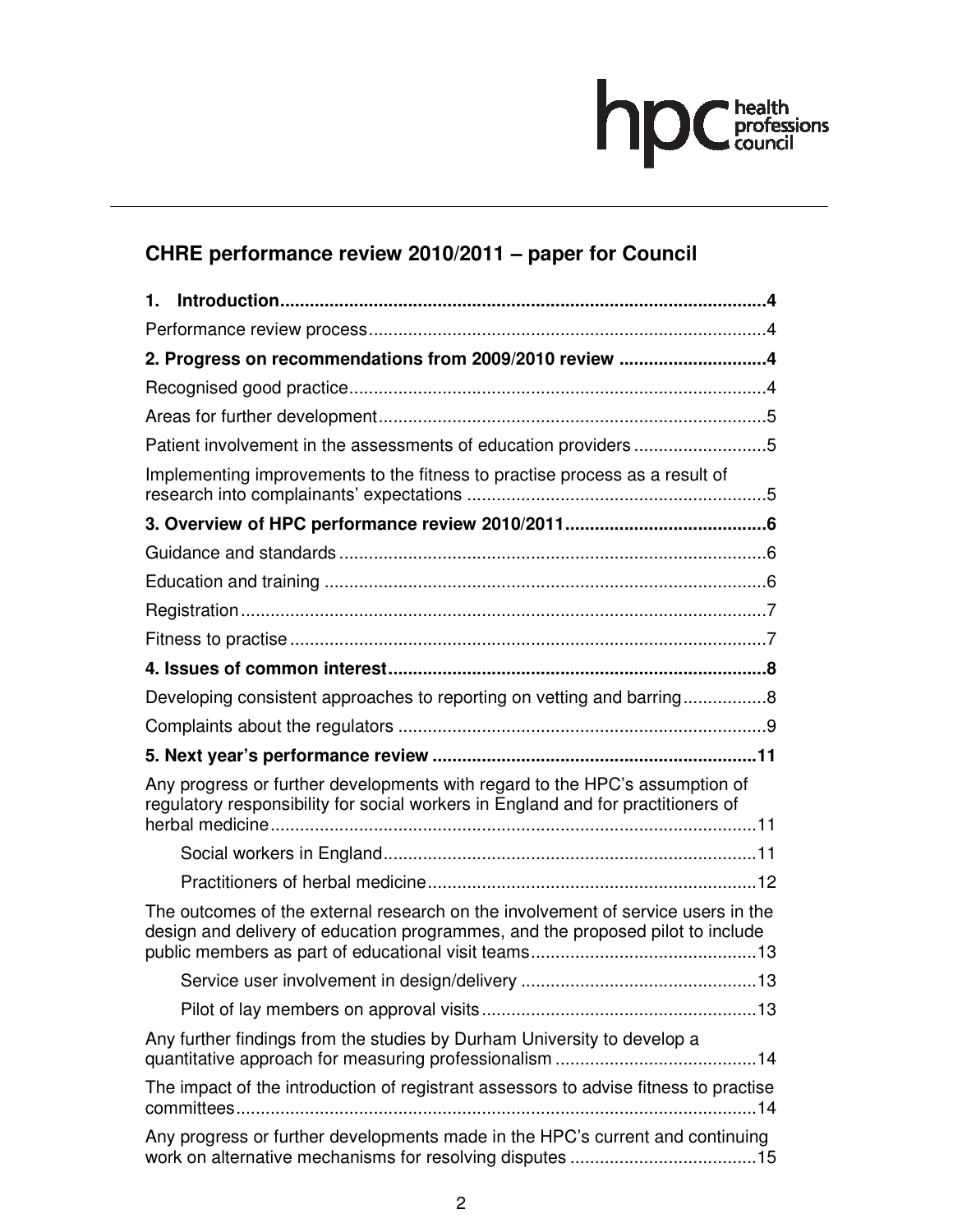# CHRE performance review 2010/2011 – paper for Council

**1. Introduction ........................................................................................ 4**

Performance review process ........................................................................ 4

**2. Progress on recommendations from 2009/2010 review ............................ 4**

Recognised good practice ............................................................................ 4

Areas for further development ...................................................................... 5

Patient involvement in the assessments of education providers ..................... 5

Implementing improvements to the fitness to practise process as a result of research into complainants' expectations ........................................................ 5

**3. Overview of HPC performance review 2010/2011 .................................... 6**

Guidance and standards ............................................................................... 6

Education and training ................................................................................. 6

Registration ................................................................................................. 7

Fitness to practise ........................................................................................ 7

**4. Issues of common interest .................................................................... 8**

Developing consistent approaches to reporting on vetting and barring ............ 8

Complaints about the regulators ................................................................... 9

**5. Next year's performance review .......................................................... 11**

Any progress or further developments with regard to the HPC's assumption of regulatory responsibility for social workers in England and for practitioners of herbal medicine ........................................................................................... 11

- Social workers in England ........................................................................ 11
- Practitioners of herbal medicine ................................................................ 12

The outcomes of the external research on the involvement of service users in the design and delivery of education programmes, and the proposed pilot to include public members as part of educational visit teams ............................................ 13

- Service user involvement in design/delivery ............................................... 13
- Pilot of lay members on approval visits ...................................................... 13

Any further findings from the studies by Durham University to develop a quantitative approach for measuring professionalism ........................................ 14

The impact of the introduction of registrant assessors to advise fitness to practise committees ................................................................................................. 14

Any progress or further developments made in the HPC's current and continuing work on alternative mechanisms for resolving disputes ..................................... 15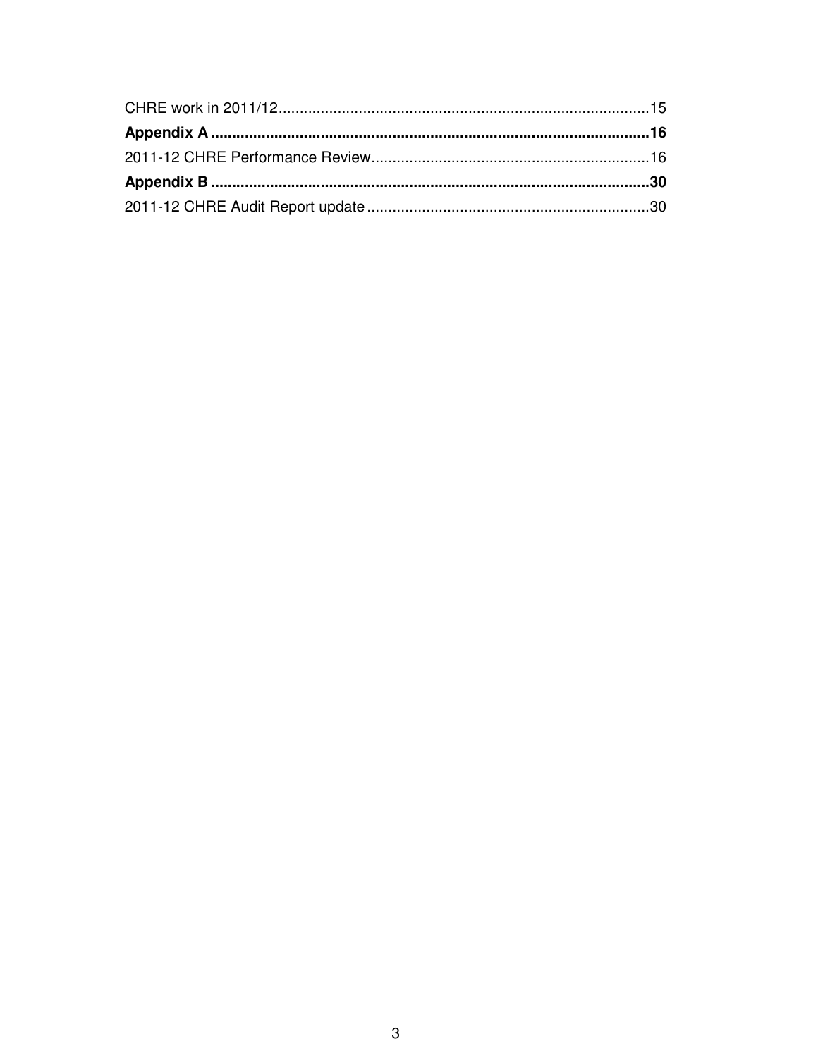CHRE work in 2011/12.......................................................................................15

**Appendix A.........................................................................................................16**

2011-12 CHRE Performance Review.................................................................16

**Appendix B.........................................................................................................30**

2011-12 CHRE Audit Report update..................................................................30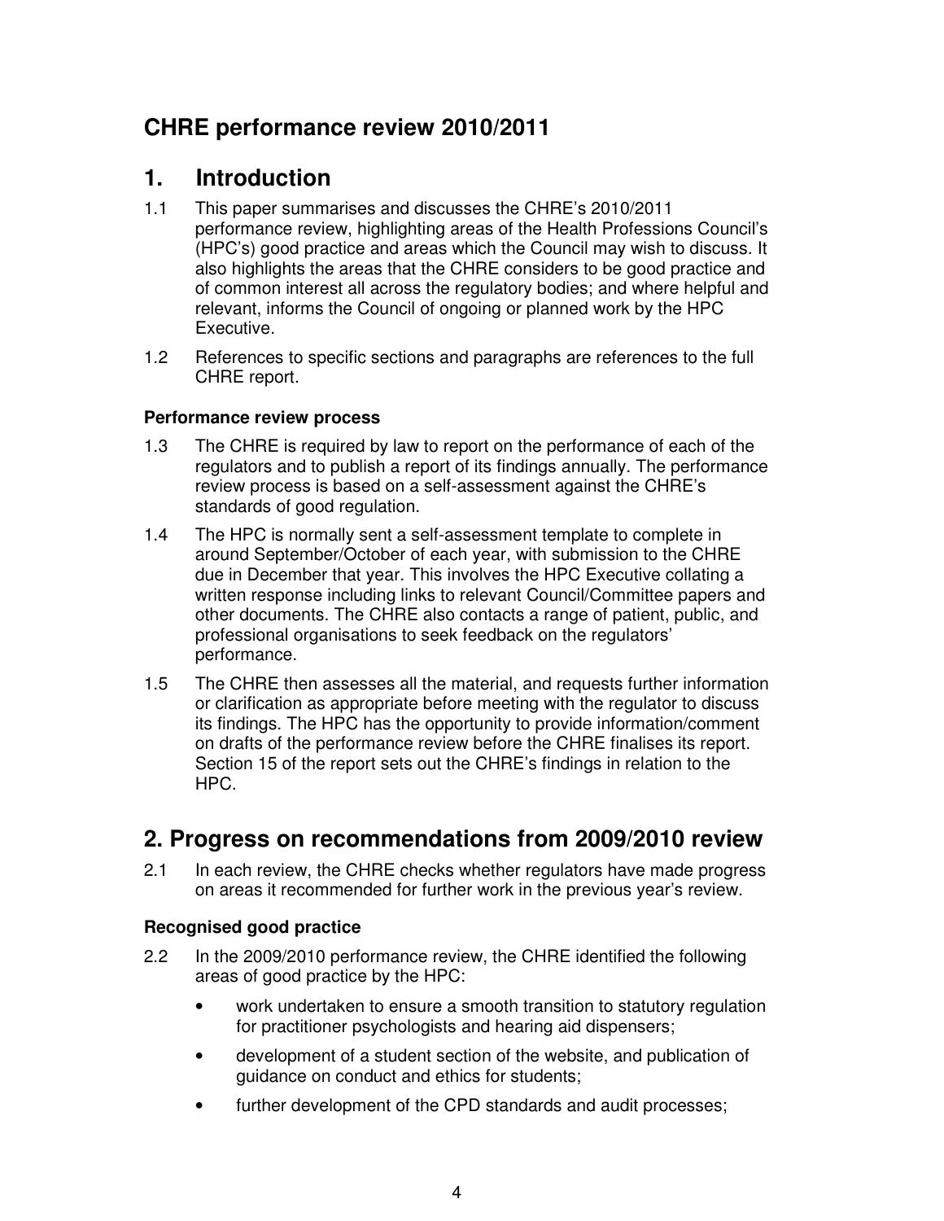## CHRE performance review 2010/2011

## 1. Introduction

1.1 This paper summarises and discusses the CHRE's 2010/2011 performance review, highlighting areas of the Health Professions Council's (HPC's) good practice and areas which the Council may wish to discuss. It also highlights the areas that the CHRE considers to be good practice and of common interest all across the regulatory bodies; and where helpful and relevant, informs the Council of ongoing or planned work by the HPC Executive.

1.2 References to specific sections and paragraphs are references to the full CHRE report.

### Performance review process

1.3 The CHRE is required by law to report on the performance of each of the regulators and to publish a report of its findings annually. The performance review process is based on a self-assessment against the CHRE's standards of good regulation.

1.4 The HPC is normally sent a self-assessment template to complete in around September/October of each year, with submission to the CHRE due in December that year. This involves the HPC Executive collating a written response including links to relevant Council/Committee papers and other documents. The CHRE also contacts a range of patient, public, and professional organisations to seek feedback on the regulators' performance.

1.5 The CHRE then assesses all the material, and requests further information or clarification as appropriate before meeting with the regulator to discuss its findings. The HPC has the opportunity to provide information/comment on drafts of the performance review before the CHRE finalises its report. Section 15 of the report sets out the CHRE's findings in relation to the HPC.

## 2. Progress on recommendations from 2009/2010 review

2.1 In each review, the CHRE checks whether regulators have made progress on areas it recommended for further work in the previous year's review.

### Recognised good practice

2.2 In the 2009/2010 performance review, the CHRE identified the following areas of good practice by the HPC:

- work undertaken to ensure a smooth transition to statutory regulation for practitioner psychologists and hearing aid dispensers;
- development of a student section of the website, and publication of guidance on conduct and ethics for students;
- further development of the CPD standards and audit processes;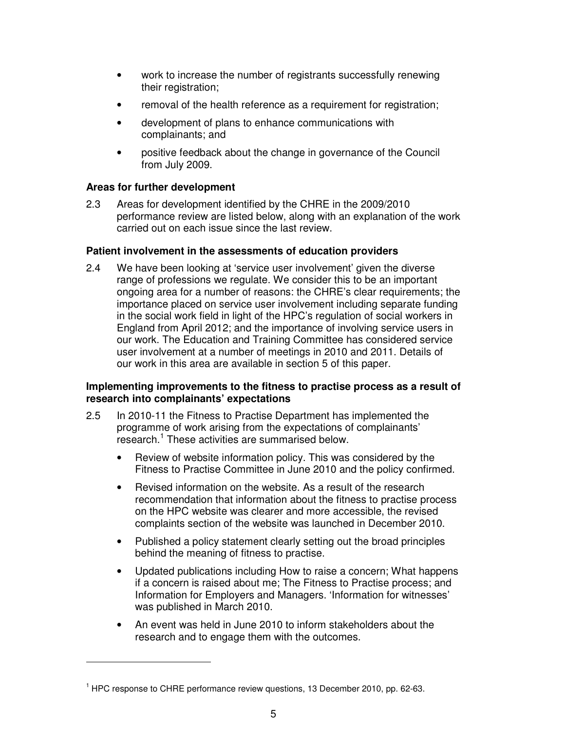- work to increase the number of registrants successfully renewing their registration;
- removal of the health reference as a requirement for registration;
- development of plans to enhance communications with complainants; and
- positive feedback about the change in governance of the Council from July 2009.

**Areas for further development**

2.3 Areas for development identified by the CHRE in the 2009/2010 performance review are listed below, along with an explanation of the work carried out on each issue since the last review.

**Patient involvement in the assessments of education providers**

2.4 We have been looking at 'service user involvement' given the diverse range of professions we regulate. We consider this to be an important ongoing area for a number of reasons: the CHRE's clear requirements; the importance placed on service user involvement including separate funding in the social work field in light of the HPC's regulation of social workers in England from April 2012; and the importance of involving service users in our work. The Education and Training Committee has considered service user involvement at a number of meetings in 2010 and 2011. Details of our work in this area are available in section 5 of this paper.

**Implementing improvements to the fitness to practise process as a result of research into complainants' expectations**

2.5 In 2010-11 the Fitness to Practise Department has implemented the programme of work arising from the expectations of complainants' research.[1] These activities are summarised below.

- Review of website information policy. This was considered by the Fitness to Practise Committee in June 2010 and the policy confirmed.
- Revised information on the website. As a result of the research recommendation that information about the fitness to practise process on the HPC website was clearer and more accessible, the revised complaints section of the website was launched in December 2010.
- Published a policy statement clearly setting out the broad principles behind the meaning of fitness to practise.
- Updated publications including How to raise a concern; What happens if a concern is raised about me; The Fitness to Practise process; and Information for Employers and Managers. 'Information for witnesses' was published in March 2010.
- An event was held in June 2010 to inform stakeholders about the research and to engage them with the outcomes.

[1] HPC response to CHRE performance review questions, 13 December 2010, pp. 62-63.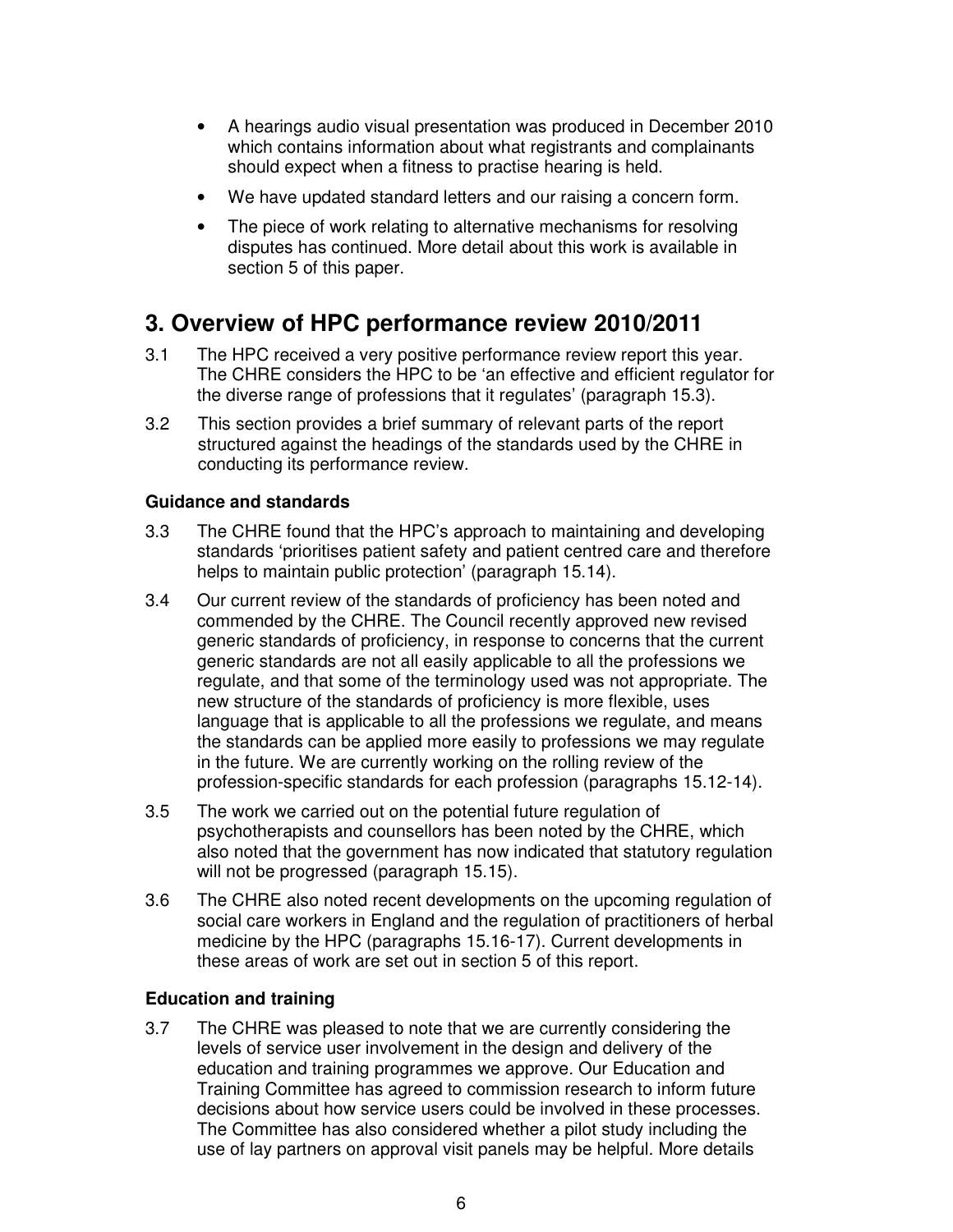- A hearings audio visual presentation was produced in December 2010 which contains information about what registrants and complainants should expect when a fitness to practise hearing is held.
- We have updated standard letters and our raising a concern form.
- The piece of work relating to alternative mechanisms for resolving disputes has continued. More detail about this work is available in section 5 of this paper.

## 3. Overview of HPC performance review 2010/2011

3.1 The HPC received a very positive performance review report this year. The CHRE considers the HPC to be 'an effective and efficient regulator for the diverse range of professions that it regulates' (paragraph 15.3).

3.2 This section provides a brief summary of relevant parts of the report structured against the headings of the standards used by the CHRE in conducting its performance review.

### Guidance and standards

3.3 The CHRE found that the HPC's approach to maintaining and developing standards 'prioritises patient safety and patient centred care and therefore helps to maintain public protection' (paragraph 15.14).

3.4 Our current review of the standards of proficiency has been noted and commended by the CHRE. The Council recently approved new revised generic standards of proficiency, in response to concerns that the current generic standards are not all easily applicable to all the professions we regulate, and that some of the terminology used was not appropriate. The new structure of the standards of proficiency is more flexible, uses language that is applicable to all the professions we regulate, and means the standards can be applied more easily to professions we may regulate in the future. We are currently working on the rolling review of the profession-specific standards for each profession (paragraphs 15.12-14).

3.5 The work we carried out on the potential future regulation of psychotherapists and counsellors has been noted by the CHRE, which also noted that the government has now indicated that statutory regulation will not be progressed (paragraph 15.15).

3.6 The CHRE also noted recent developments on the upcoming regulation of social care workers in England and the regulation of practitioners of herbal medicine by the HPC (paragraphs 15.16-17). Current developments in these areas of work are set out in section 5 of this report.

### Education and training

3.7 The CHRE was pleased to note that we are currently considering the levels of service user involvement in the design and delivery of the education and training programmes we approve. Our Education and Training Committee has agreed to commission research to inform future decisions about how service users could be involved in these processes. The Committee has also considered whether a pilot study including the use of lay partners on approval visit panels may be helpful. More details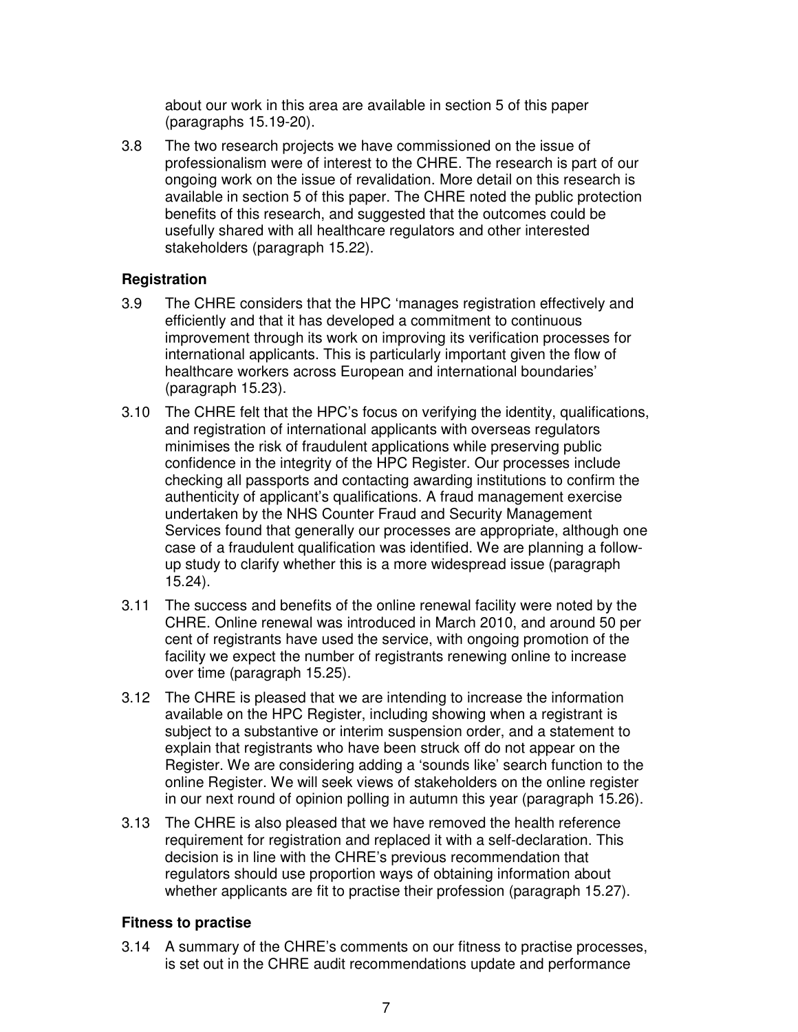about our work in this area are available in section 5 of this paper (paragraphs 15.19-20).

3.8 The two research projects we have commissioned on the issue of professionalism were of interest to the CHRE. The research is part of our ongoing work on the issue of revalidation. More detail on this research is available in section 5 of this paper. The CHRE noted the public protection benefits of this research, and suggested that the outcomes could be usefully shared with all healthcare regulators and other interested stakeholders (paragraph 15.22).

### Registration

3.9 The CHRE considers that the HPC 'manages registration effectively and efficiently and that it has developed a commitment to continuous improvement through its work on improving its verification processes for international applicants. This is particularly important given the flow of healthcare workers across European and international boundaries' (paragraph 15.23).

3.10 The CHRE felt that the HPC's focus on verifying the identity, qualifications, and registration of international applicants with overseas regulators minimises the risk of fraudulent applications while preserving public confidence in the integrity of the HPC Register. Our processes include checking all passports and contacting awarding institutions to confirm the authenticity of applicant's qualifications. A fraud management exercise undertaken by the NHS Counter Fraud and Security Management Services found that generally our processes are appropriate, although one case of a fraudulent qualification was identified. We are planning a follow-up study to clarify whether this is a more widespread issue (paragraph 15.24).

3.11 The success and benefits of the online renewal facility were noted by the CHRE. Online renewal was introduced in March 2010, and around 50 per cent of registrants have used the service, with ongoing promotion of the facility we expect the number of registrants renewing online to increase over time (paragraph 15.25).

3.12 The CHRE is pleased that we are intending to increase the information available on the HPC Register, including showing when a registrant is subject to a substantive or interim suspension order, and a statement to explain that registrants who have been struck off do not appear on the Register. We are considering adding a 'sounds like' search function to the online Register. We will seek views of stakeholders on the online register in our next round of opinion polling in autumn this year (paragraph 15.26).

3.13 The CHRE is also pleased that we have removed the health reference requirement for registration and replaced it with a self-declaration. This decision is in line with the CHRE's previous recommendation that regulators should use proportion ways of obtaining information about whether applicants are fit to practise their profession (paragraph 15.27).

### Fitness to practise

3.14 A summary of the CHRE's comments on our fitness to practise processes, is set out in the CHRE audit recommendations update and performance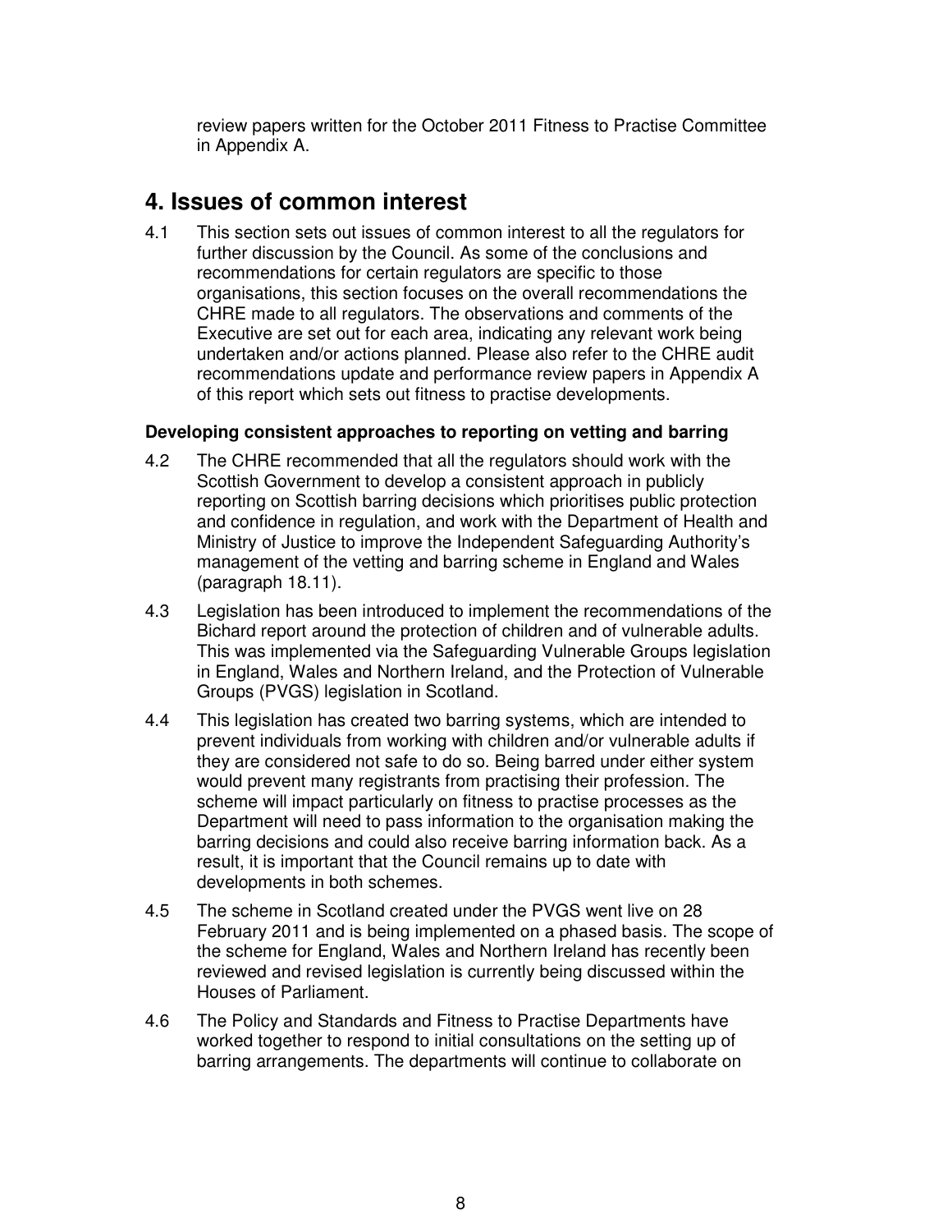review papers written for the October 2011 Fitness to Practise Committee in Appendix A.

# 4. Issues of common interest

4.1 This section sets out issues of common interest to all the regulators for further discussion by the Council. As some of the conclusions and recommendations for certain regulators are specific to those organisations, this section focuses on the overall recommendations the CHRE made to all regulators. The observations and comments of the Executive are set out for each area, indicating any relevant work being undertaken and/or actions planned. Please also refer to the CHRE audit recommendations update and performance review papers in Appendix A of this report which sets out fitness to practise developments.

### Developing consistent approaches to reporting on vetting and barring

4.2 The CHRE recommended that all the regulators should work with the Scottish Government to develop a consistent approach in publicly reporting on Scottish barring decisions which prioritises public protection and confidence in regulation, and work with the Department of Health and Ministry of Justice to improve the Independent Safeguarding Authority's management of the vetting and barring scheme in England and Wales (paragraph 18.11).

4.3 Legislation has been introduced to implement the recommendations of the Bichard report around the protection of children and of vulnerable adults. This was implemented via the Safeguarding Vulnerable Groups legislation in England, Wales and Northern Ireland, and the Protection of Vulnerable Groups (PVGS) legislation in Scotland.

4.4 This legislation has created two barring systems, which are intended to prevent individuals from working with children and/or vulnerable adults if they are considered not safe to do so. Being barred under either system would prevent many registrants from practising their profession. The scheme will impact particularly on fitness to practise processes as the Department will need to pass information to the organisation making the barring decisions and could also receive barring information back. As a result, it is important that the Council remains up to date with developments in both schemes.

4.5 The scheme in Scotland created under the PVGS went live on 28 February 2011 and is being implemented on a phased basis. The scope of the scheme for England, Wales and Northern Ireland has recently been reviewed and revised legislation is currently being discussed within the Houses of Parliament.

4.6 The Policy and Standards and Fitness to Practise Departments have worked together to respond to initial consultations on the setting up of barring arrangements. The departments will continue to collaborate on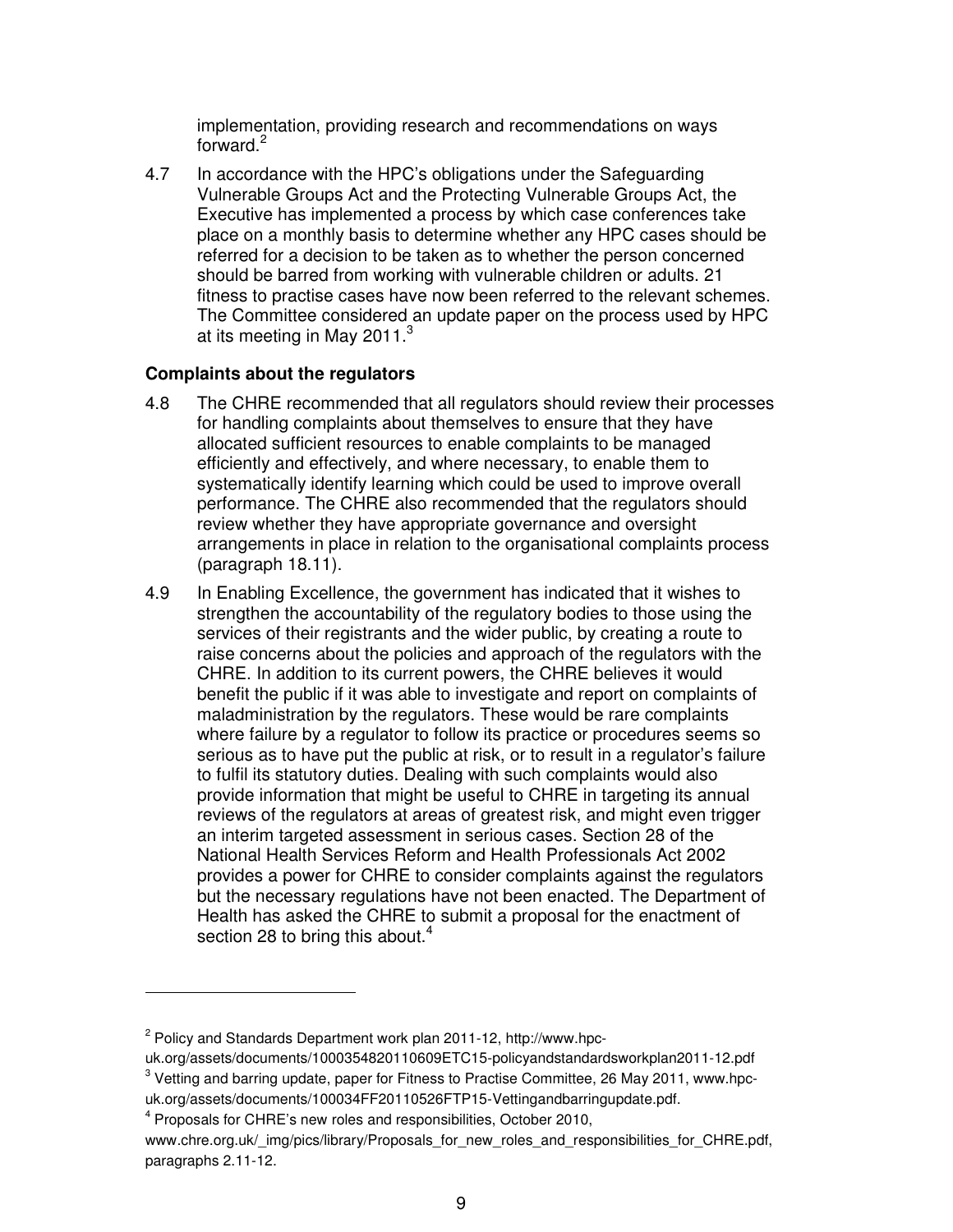implementation, providing research and recommendations on ways forward.[2]

4.7 In accordance with the HPC's obligations under the Safeguarding Vulnerable Groups Act and the Protecting Vulnerable Groups Act, the Executive has implemented a process by which case conferences take place on a monthly basis to determine whether any HPC cases should be referred for a decision to be taken as to whether the person concerned should be barred from working with vulnerable children or adults. 21 fitness to practise cases have now been referred to the relevant schemes. The Committee considered an update paper on the process used by HPC at its meeting in May 2011.[3]

**Complaints about the regulators**

4.8 The CHRE recommended that all regulators should review their processes for handling complaints about themselves to ensure that they have allocated sufficient resources to enable complaints to be managed efficiently and effectively, and where necessary, to enable them to systematically identify learning which could be used to improve overall performance. The CHRE also recommended that the regulators should review whether they have appropriate governance and oversight arrangements in place in relation to the organisational complaints process (paragraph 18.11).

4.9 In Enabling Excellence, the government has indicated that it wishes to strengthen the accountability of the regulatory bodies to those using the services of their registrants and the wider public, by creating a route to raise concerns about the policies and approach of the regulators with the CHRE. In addition to its current powers, the CHRE believes it would benefit the public if it was able to investigate and report on complaints of maladministration by the regulators. These would be rare complaints where failure by a regulator to follow its practice or procedures seems so serious as to have put the public at risk, or to result in a regulator's failure to fulfil its statutory duties. Dealing with such complaints would also provide information that might be useful to CHRE in targeting its annual reviews of the regulators at areas of greatest risk, and might even trigger an interim targeted assessment in serious cases. Section 28 of the National Health Services Reform and Health Professionals Act 2002 provides a power for CHRE to consider complaints against the regulators but the necessary regulations have not been enacted. The Department of Health has asked the CHRE to submit a proposal for the enactment of section 28 to bring this about.[4]

---

[2] Policy and Standards Department work plan 2011-12, http://www.hpc-uk.org/assets/documents/1000354820110609ETC15-policyandstandardsworkplan2011-12.pdf

[3] Vetting and barring update, paper for Fitness to Practise Committee, 26 May 2011, www.hpc-uk.org/assets/documents/100034FF20110526FTP15-Vettingandbarringupdate.pdf.

[4] Proposals for CHRE's new roles and responsibilities, October 2010, www.chre.org.uk/_img/pics/library/Proposals_for_new_roles_and_responsibilities_for_CHRE.pdf, paragraphs 2.11-12.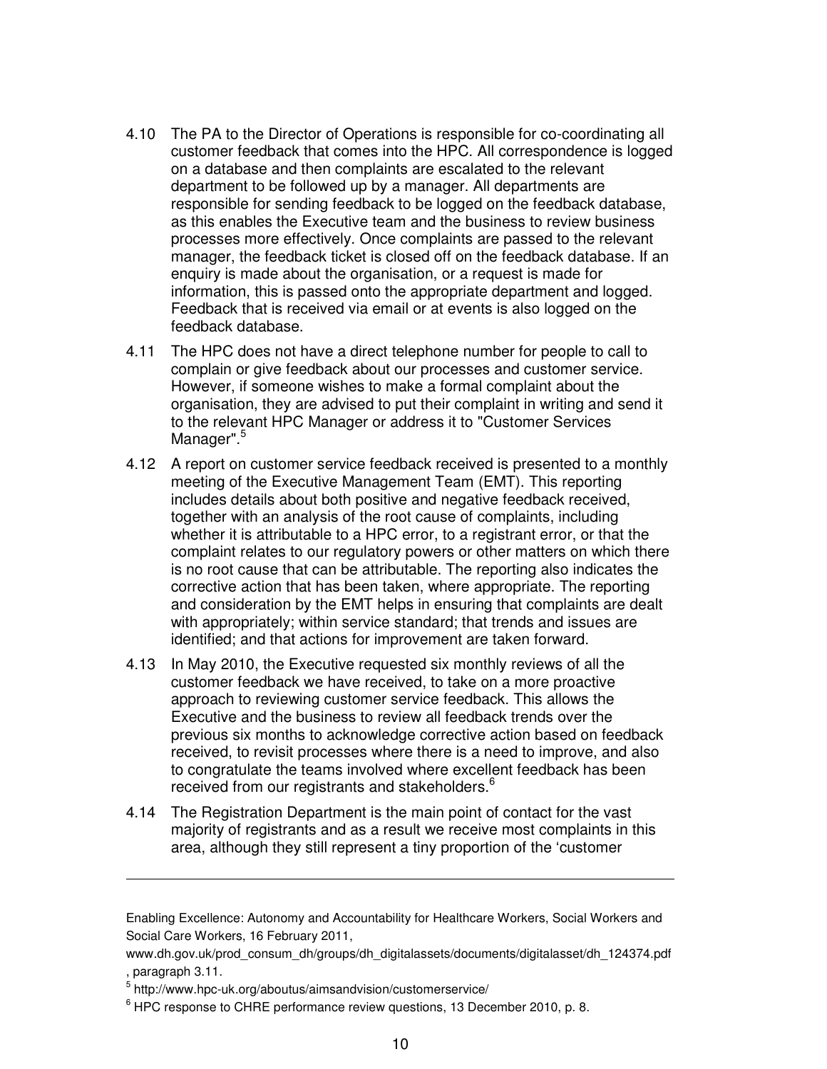4.10 The PA to the Director of Operations is responsible for co-coordinating all customer feedback that comes into the HPC. All correspondence is logged on a database and then complaints are escalated to the relevant department to be followed up by a manager. All departments are responsible for sending feedback to be logged on the feedback database, as this enables the Executive team and the business to review business processes more effectively. Once complaints are passed to the relevant manager, the feedback ticket is closed off on the feedback database. If an enquiry is made about the organisation, or a request is made for information, this is passed onto the appropriate department and logged. Feedback that is received via email or at events is also logged on the feedback database.

4.11 The HPC does not have a direct telephone number for people to call to complain or give feedback about our processes and customer service. However, if someone wishes to make a formal complaint about the organisation, they are advised to put their complaint in writing and send it to the relevant HPC Manager or address it to "Customer Services Manager".[5]

4.12 A report on customer service feedback received is presented to a monthly meeting of the Executive Management Team (EMT). This reporting includes details about both positive and negative feedback received, together with an analysis of the root cause of complaints, including whether it is attributable to a HPC error, to a registrant error, or that the complaint relates to our regulatory powers or other matters on which there is no root cause that can be attributable. The reporting also indicates the corrective action that has been taken, where appropriate. The reporting and consideration by the EMT helps in ensuring that complaints are dealt with appropriately; within service standard; that trends and issues are identified; and that actions for improvement are taken forward.

4.13 In May 2010, the Executive requested six monthly reviews of all the customer feedback we have received, to take on a more proactive approach to reviewing customer service feedback. This allows the Executive and the business to review all feedback trends over the previous six months to acknowledge corrective action based on feedback received, to revisit processes where there is a need to improve, and also to congratulate the teams involved where excellent feedback has been received from our registrants and stakeholders.[6]

4.14 The Registration Department is the main point of contact for the vast majority of registrants and as a result we receive most complaints in this area, although they still represent a tiny proportion of the 'customer

---

Enabling Excellence: Autonomy and Accountability for Healthcare Workers, Social Workers and Social Care Workers, 16 February 2011, www.dh.gov.uk/prod_consum_dh/groups/dh_digitalassets/documents/digitalasset/dh_124374.pdf, paragraph 3.11.

[5] http://www.hpc-uk.org/aboutus/aimsandvision/customerservice/

[6] HPC response to CHRE performance review questions, 13 December 2010, p. 8.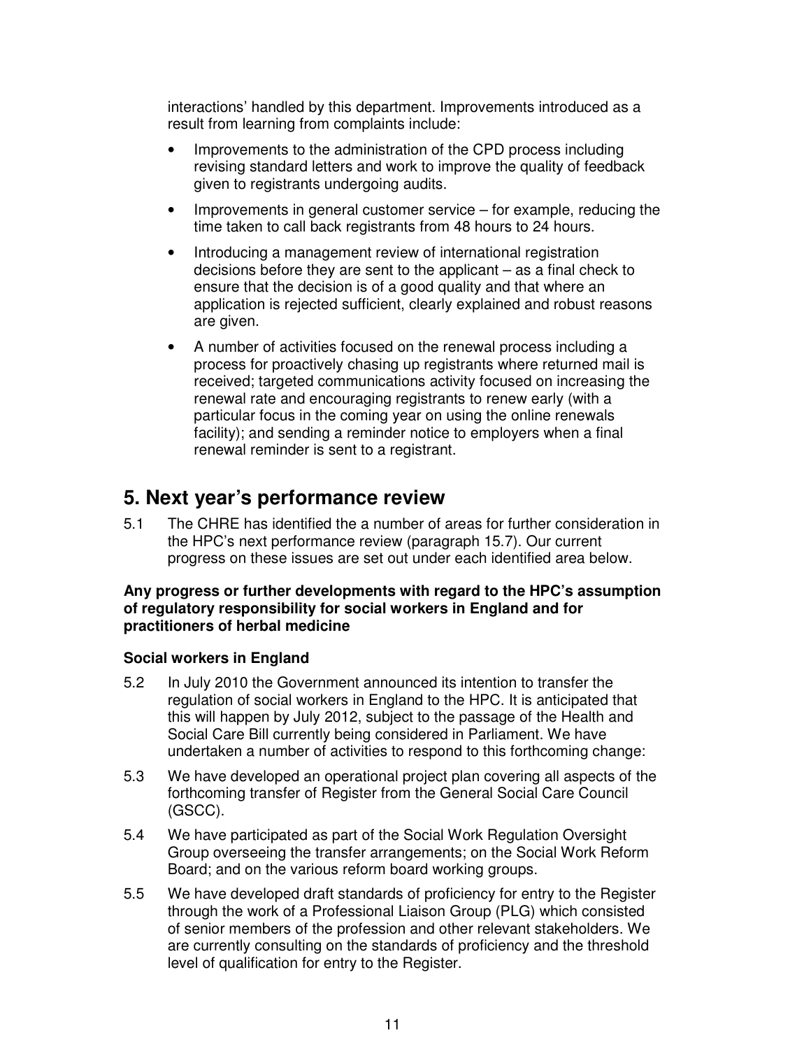interactions' handled by this department. Improvements introduced as a result from learning from complaints include:

- Improvements to the administration of the CPD process including revising standard letters and work to improve the quality of feedback given to registrants undergoing audits.
- Improvements in general customer service – for example, reducing the time taken to call back registrants from 48 hours to 24 hours.
- Introducing a management review of international registration decisions before they are sent to the applicant – as a final check to ensure that the decision is of a good quality and that where an application is rejected sufficient, clearly explained and robust reasons are given.
- A number of activities focused on the renewal process including a process for proactively chasing up registrants where returned mail is received; targeted communications activity focused on increasing the renewal rate and encouraging registrants to renew early (with a particular focus in the coming year on using the online renewals facility); and sending a reminder notice to employers when a final renewal reminder is sent to a registrant.

## 5. Next year's performance review

5.1 The CHRE has identified the a number of areas for further consideration in the HPC's next performance review (paragraph 15.7). Our current progress on these issues are set out under each identified area below.

**Any progress or further developments with regard to the HPC's assumption of regulatory responsibility for social workers in England and for practitioners of herbal medicine**

### Social workers in England

5.2 In July 2010 the Government announced its intention to transfer the regulation of social workers in England to the HPC. It is anticipated that this will happen by July 2012, subject to the passage of the Health and Social Care Bill currently being considered in Parliament. We have undertaken a number of activities to respond to this forthcoming change:

5.3 We have developed an operational project plan covering all aspects of the forthcoming transfer of Register from the General Social Care Council (GSCC).

5.4 We have participated as part of the Social Work Regulation Oversight Group overseeing the transfer arrangements; on the Social Work Reform Board; and on the various reform board working groups.

5.5 We have developed draft standards of proficiency for entry to the Register through the work of a Professional Liaison Group (PLG) which consisted of senior members of the profession and other relevant stakeholders. We are currently consulting on the standards of proficiency and the threshold level of qualification for entry to the Register.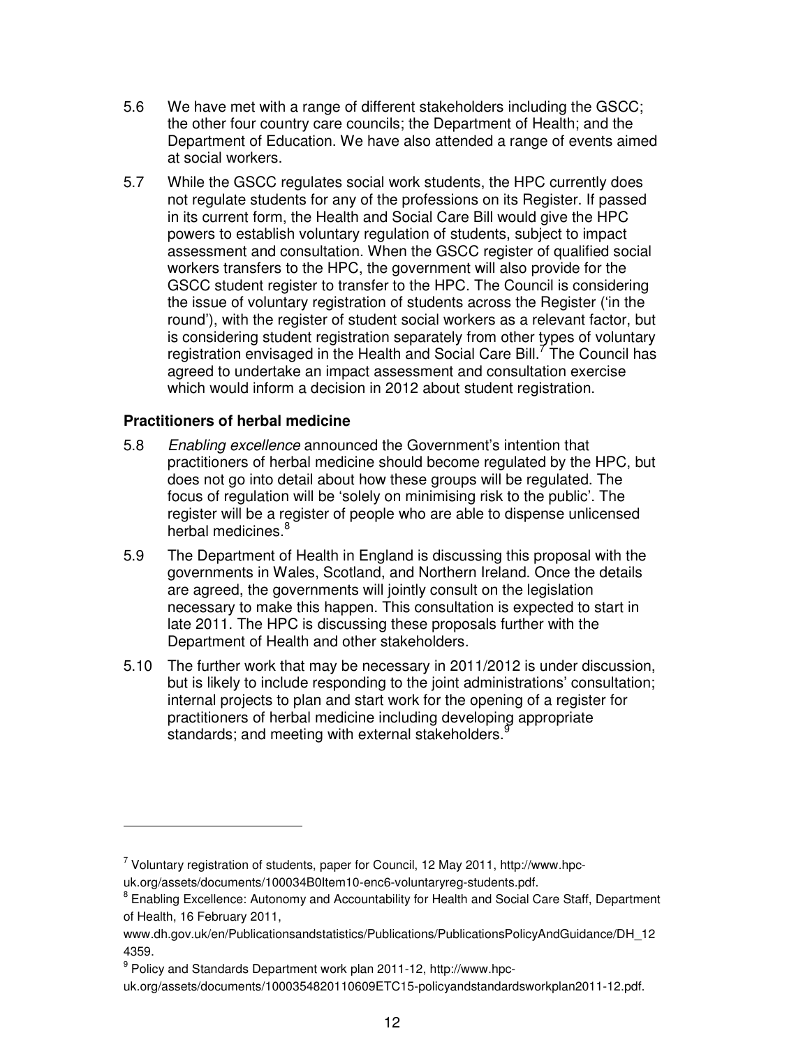5.6 We have met with a range of different stakeholders including the GSCC; the other four country care councils; the Department of Health; and the Department of Education. We have also attended a range of events aimed at social workers.

5.7 While the GSCC regulates social work students, the HPC currently does not regulate students for any of the professions on its Register. If passed in its current form, the Health and Social Care Bill would give the HPC powers to establish voluntary regulation of students, subject to impact assessment and consultation. When the GSCC register of qualified social workers transfers to the HPC, the government will also provide for the GSCC student register to transfer to the HPC. The Council is considering the issue of voluntary registration of students across the Register ('in the round'), with the register of student social workers as a relevant factor, but is considering student registration separately from other types of voluntary registration envisaged in the Health and Social Care Bill.[7] The Council has agreed to undertake an impact assessment and consultation exercise which would inform a decision in 2012 about student registration.

**Practitioners of herbal medicine**

5.8 *Enabling excellence* announced the Government's intention that practitioners of herbal medicine should become regulated by the HPC, but does not go into detail about how these groups will be regulated. The focus of regulation will be 'solely on minimising risk to the public'. The register will be a register of people who are able to dispense unlicensed herbal medicines.[8]

5.9 The Department of Health in England is discussing this proposal with the governments in Wales, Scotland, and Northern Ireland. Once the details are agreed, the governments will jointly consult on the legislation necessary to make this happen. This consultation is expected to start in late 2011. The HPC is discussing these proposals further with the Department of Health and other stakeholders.

5.10 The further work that may be necessary in 2011/2012 is under discussion, but is likely to include responding to the joint administrations' consultation; internal projects to plan and start work for the opening of a register for practitioners of herbal medicine including developing appropriate standards; and meeting with external stakeholders.[9]

---

[7] Voluntary registration of students, paper for Council, 12 May 2011, http://www.hpc-uk.org/assets/documents/100034B0Item10-enc6-voluntaryreg-students.pdf.

[8] Enabling Excellence: Autonomy and Accountability for Health and Social Care Staff, Department of Health, 16 February 2011, www.dh.gov.uk/en/Publicationsandstatistics/Publications/PublicationsPolicyAndGuidance/DH_124359.

[9] Policy and Standards Department work plan 2011-12, http://www.hpc-uk.org/assets/documents/1000354820110609ETC15-policyandstandardsworkplan2011-12.pdf.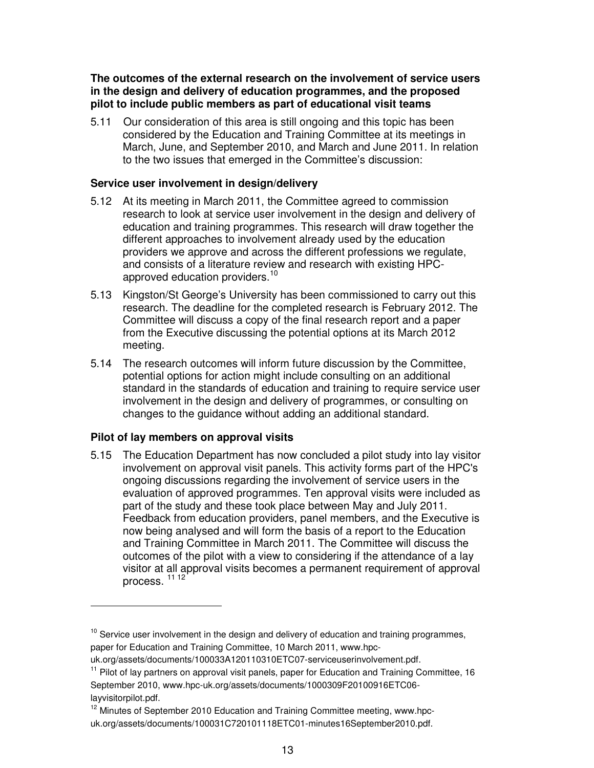**The outcomes of the external research on the involvement of service users in the design and delivery of education programmes, and the proposed pilot to include public members as part of educational visit teams**

5.11 Our consideration of this area is still ongoing and this topic has been considered by the Education and Training Committee at its meetings in March, June, and September 2010, and March and June 2011. In relation to the two issues that emerged in the Committee's discussion:

**Service user involvement in design/delivery**

5.12 At its meeting in March 2011, the Committee agreed to commission research to look at service user involvement in the design and delivery of education and training programmes. This research will draw together the different approaches to involvement already used by the education providers we approve and across the different professions we regulate, and consists of a literature review and research with existing HPC-approved education providers.[10]

5.13 Kingston/St George's University has been commissioned to carry out this research. The deadline for the completed research is February 2012. The Committee will discuss a copy of the final research report and a paper from the Executive discussing the potential options at its March 2012 meeting.

5.14 The research outcomes will inform future discussion by the Committee, potential options for action might include consulting on an additional standard in the standards of education and training to require service user involvement in the design and delivery of programmes, or consulting on changes to the guidance without adding an additional standard.

**Pilot of lay members on approval visits**

5.15 The Education Department has now concluded a pilot study into lay visitor involvement on approval visit panels. This activity forms part of the HPC's ongoing discussions regarding the involvement of service users in the evaluation of approved programmes. Ten approval visits were included as part of the study and these took place between May and July 2011. Feedback from education providers, panel members, and the Executive is now being analysed and will form the basis of a report to the Education and Training Committee in March 2011. The Committee will discuss the outcomes of the pilot with a view to considering if the attendance of a lay visitor at all approval visits becomes a permanent requirement of approval process. [11] [12]

---

[10] Service user involvement in the design and delivery of education and training programmes, paper for Education and Training Committee, 10 March 2011, www.hpc-uk.org/assets/documents/100033A120110310ETC07-serviceuserinvolvement.pdf.

[11] Pilot of lay partners on approval visit panels, paper for Education and Training Committee, 16 September 2010, www.hpc-uk.org/assets/documents/1000309F20100916ETC06-layvisitorpilot.pdf.

[12] Minutes of September 2010 Education and Training Committee meeting, www.hpc-uk.org/assets/documents/100031C720101118ETC01-minutes16September2010.pdf.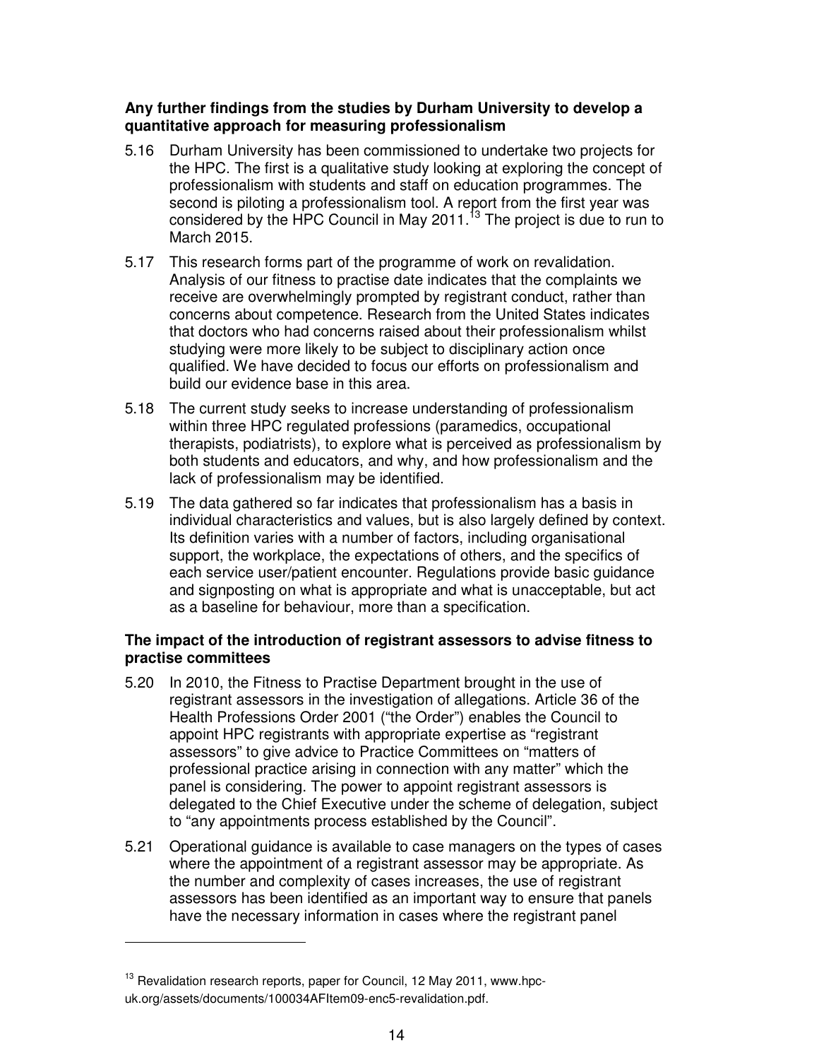**Any further findings from the studies by Durham University to develop a quantitative approach for measuring professionalism**

5.16 Durham University has been commissioned to undertake two projects for the HPC. The first is a qualitative study looking at exploring the concept of professionalism with students and staff on education programmes. The second is piloting a professionalism tool. A report from the first year was considered by the HPC Council in May 2011.[13] The project is due to run to March 2015.

5.17 This research forms part of the programme of work on revalidation. Analysis of our fitness to practise date indicates that the complaints we receive are overwhelmingly prompted by registrant conduct, rather than concerns about competence. Research from the United States indicates that doctors who had concerns raised about their professionalism whilst studying were more likely to be subject to disciplinary action once qualified. We have decided to focus our efforts on professionalism and build our evidence base in this area.

5.18 The current study seeks to increase understanding of professionalism within three HPC regulated professions (paramedics, occupational therapists, podiatrists), to explore what is perceived as professionalism by both students and educators, and why, and how professionalism and the lack of professionalism may be identified.

5.19 The data gathered so far indicates that professionalism has a basis in individual characteristics and values, but is also largely defined by context. Its definition varies with a number of factors, including organisational support, the workplace, the expectations of others, and the specifics of each service user/patient encounter. Regulations provide basic guidance and signposting on what is appropriate and what is unacceptable, but act as a baseline for behaviour, more than a specification.

**The impact of the introduction of registrant assessors to advise fitness to practise committees**

5.20 In 2010, the Fitness to Practise Department brought in the use of registrant assessors in the investigation of allegations. Article 36 of the Health Professions Order 2001 ("the Order") enables the Council to appoint HPC registrants with appropriate expertise as "registrant assessors" to give advice to Practice Committees on "matters of professional practice arising in connection with any matter" which the panel is considering. The power to appoint registrant assessors is delegated to the Chief Executive under the scheme of delegation, subject to "any appointments process established by the Council".

5.21 Operational guidance is available to case managers on the types of cases where the appointment of a registrant assessor may be appropriate. As the number and complexity of cases increases, the use of registrant assessors has been identified as an important way to ensure that panels have the necessary information in cases where the registrant panel

---

[13] Revalidation research reports, paper for Council, 12 May 2011, www.hpc-uk.org/assets/documents/100034AFItem09-enc5-revalidation.pdf.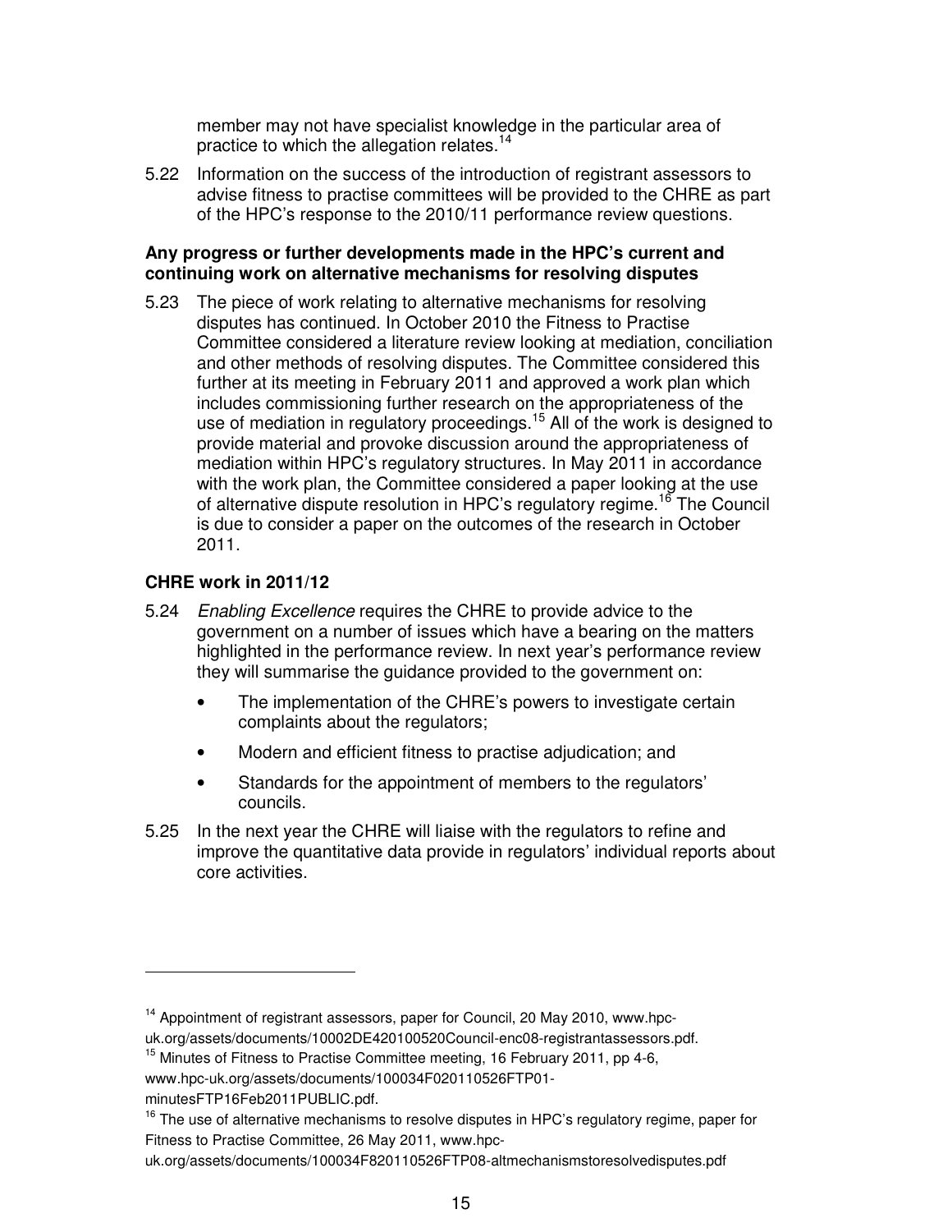member may not have specialist knowledge in the particular area of practice to which the allegation relates.[14]

5.22 Information on the success of the introduction of registrant assessors to advise fitness to practise committees will be provided to the CHRE as part of the HPC's response to the 2010/11 performance review questions.

**Any progress or further developments made in the HPC's current and continuing work on alternative mechanisms for resolving disputes**

5.23 The piece of work relating to alternative mechanisms for resolving disputes has continued. In October 2010 the Fitness to Practise Committee considered a literature review looking at mediation, conciliation and other methods of resolving disputes. The Committee considered this further at its meeting in February 2011 and approved a work plan which includes commissioning further research on the appropriateness of the use of mediation in regulatory proceedings.[15] All of the work is designed to provide material and provoke discussion around the appropriateness of mediation within HPC's regulatory structures. In May 2011 in accordance with the work plan, the Committee considered a paper looking at the use of alternative dispute resolution in HPC's regulatory regime.[16] The Council is due to consider a paper on the outcomes of the research in October 2011.

## CHRE work in 2011/12

5.24 *Enabling Excellence* requires the CHRE to provide advice to the government on a number of issues which have a bearing on the matters highlighted in the performance review. In next year's performance review they will summarise the guidance provided to the government on:

- The implementation of the CHRE's powers to investigate certain complaints about the regulators;
- Modern and efficient fitness to practise adjudication; and
- Standards for the appointment of members to the regulators' councils.

5.25 In the next year the CHRE will liaise with the regulators to refine and improve the quantitative data provide in regulators' individual reports about core activities.

---

[14] Appointment of registrant assessors, paper for Council, 20 May 2010, www.hpc-uk.org/assets/documents/10002DE420100520Council-enc08-registrantassessors.pdf.

[15] Minutes of Fitness to Practise Committee meeting, 16 February 2011, pp 4-6, www.hpc-uk.org/assets/documents/100034F020110526FTP01-minutesFTP16Feb2011PUBLIC.pdf.

[16] The use of alternative mechanisms to resolve disputes in HPC's regulatory regime, paper for Fitness to Practise Committee, 26 May 2011, www.hpc-uk.org/assets/documents/100034F820110526FTP08-altmechanismstoresolvedisputes.pdf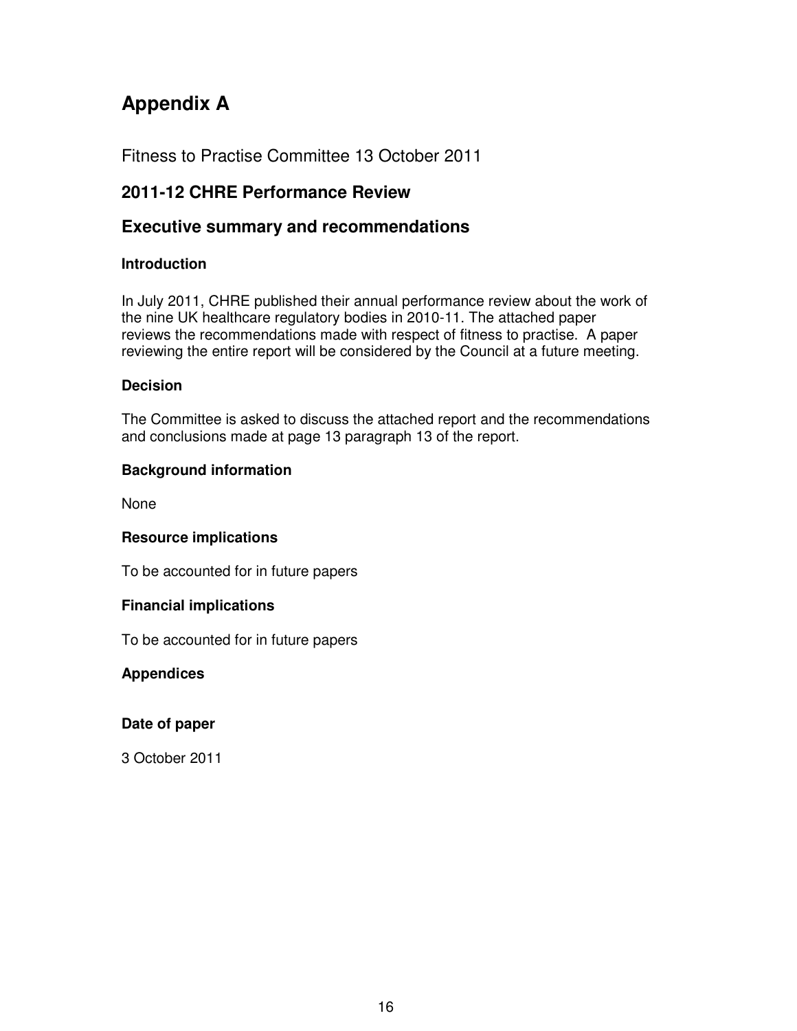# Appendix A

Fitness to Practise Committee 13 October 2011

## 2011-12 CHRE Performance Review

## Executive summary and recommendations

### Introduction

In July 2011, CHRE published their annual performance review about the work of the nine UK healthcare regulatory bodies in 2010-11. The attached paper reviews the recommendations made with respect of fitness to practise. A paper reviewing the entire report will be considered by the Council at a future meeting.

### Decision

The Committee is asked to discuss the attached report and the recommendations and conclusions made at page 13 paragraph 13 of the report.

### Background information

None

### Resource implications

To be accounted for in future papers

### Financial implications

To be accounted for in future papers

### Appendices

### Date of paper

3 October 2011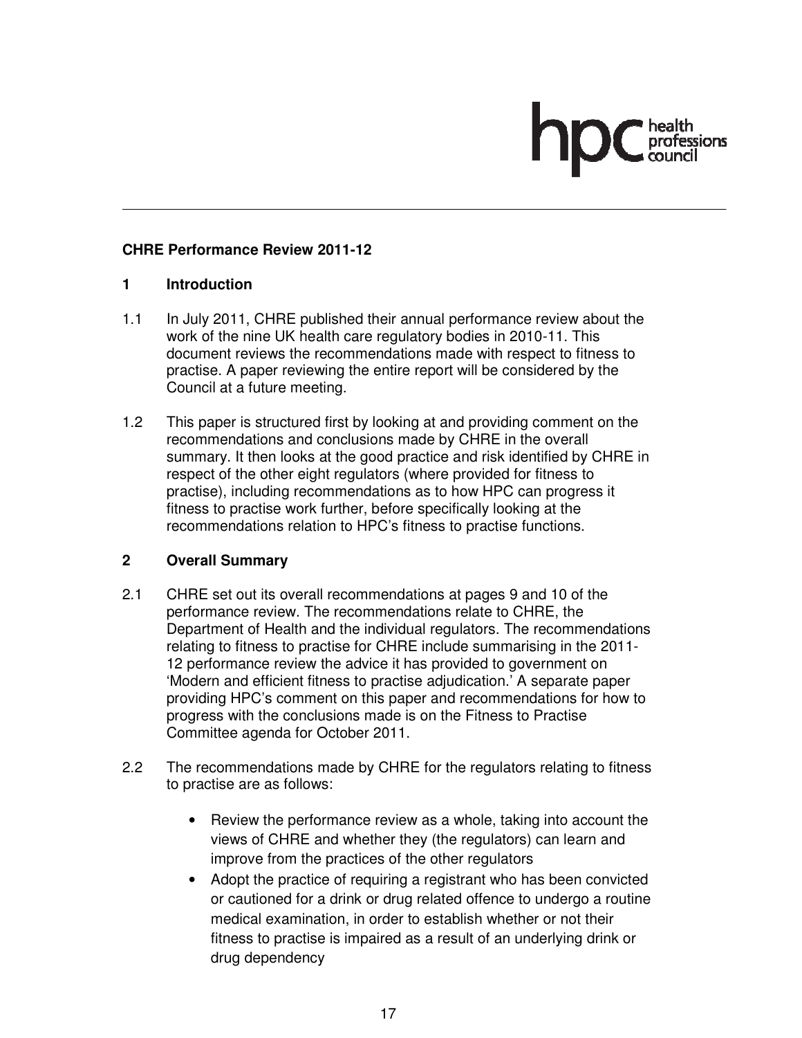**CHRE Performance Review 2011-12**

## 1 Introduction

1.1 In July 2011, CHRE published their annual performance review about the work of the nine UK health care regulatory bodies in 2010-11. This document reviews the recommendations made with respect to fitness to practise. A paper reviewing the entire report will be considered by the Council at a future meeting.

1.2 This paper is structured first by looking at and providing comment on the recommendations and conclusions made by CHRE in the overall summary. It then looks at the good practice and risk identified by CHRE in respect of the other eight regulators (where provided for fitness to practise), including recommendations as to how HPC can progress it fitness to practise work further, before specifically looking at the recommendations relation to HPC's fitness to practise functions.

## 2 Overall Summary

2.1 CHRE set out its overall recommendations at pages 9 and 10 of the performance review. The recommendations relate to CHRE, the Department of Health and the individual regulators. The recommendations relating to fitness to practise for CHRE include summarising in the 2011-12 performance review the advice it has provided to government on 'Modern and efficient fitness to practise adjudication.' A separate paper providing HPC's comment on this paper and recommendations for how to progress with the conclusions made is on the Fitness to Practise Committee agenda for October 2011.

2.2 The recommendations made by CHRE for the regulators relating to fitness to practise are as follows:

- Review the performance review as a whole, taking into account the views of CHRE and whether they (the regulators) can learn and improve from the practices of the other regulators
- Adopt the practice of requiring a registrant who has been convicted or cautioned for a drink or drug related offence to undergo a routine medical examination, in order to establish whether or not their fitness to practise is impaired as a result of an underlying drink or drug dependency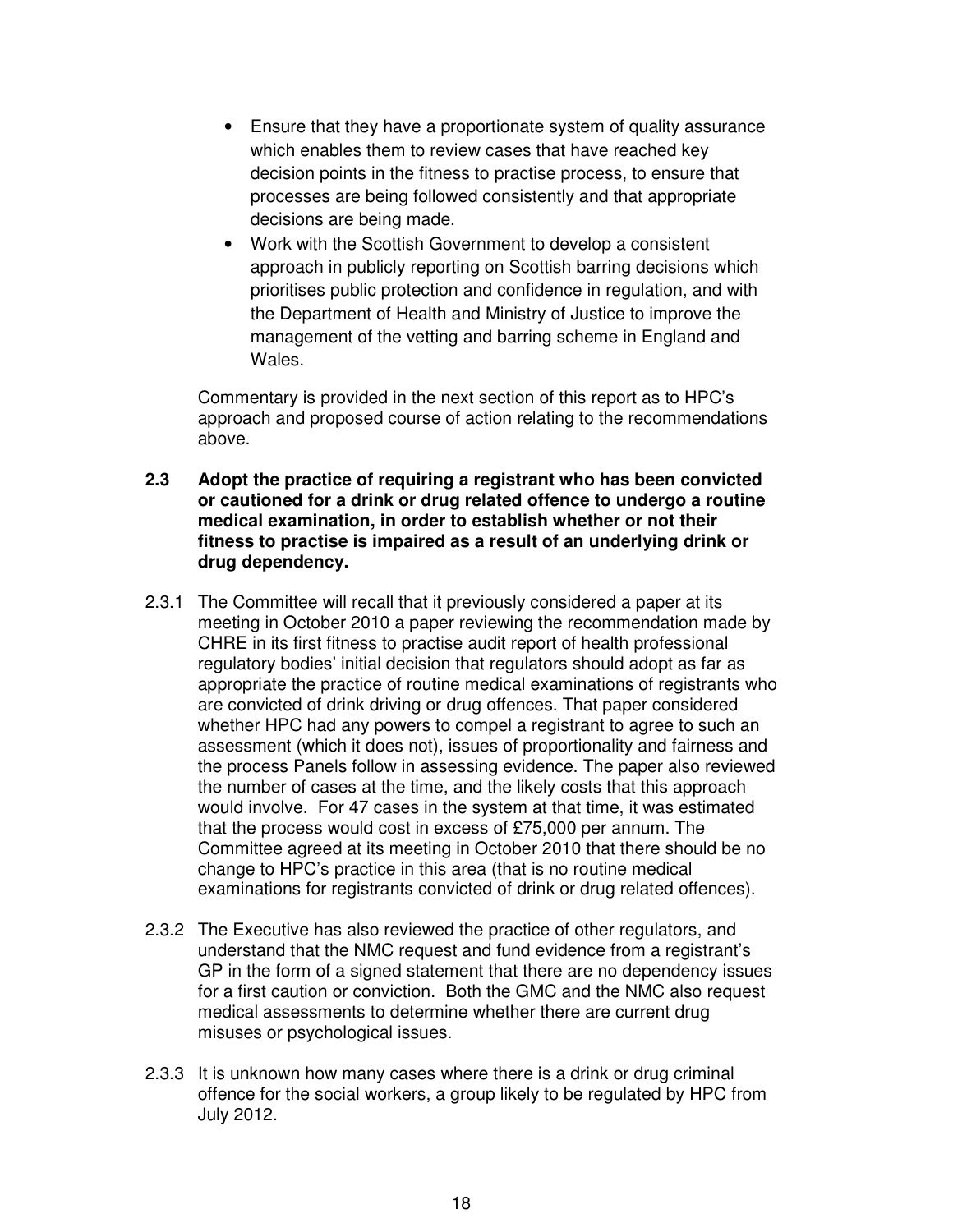- Ensure that they have a proportionate system of quality assurance which enables them to review cases that have reached key decision points in the fitness to practise process, to ensure that processes are being followed consistently and that appropriate decisions are being made.
- Work with the Scottish Government to develop a consistent approach in publicly reporting on Scottish barring decisions which prioritises public protection and confidence in regulation, and with the Department of Health and Ministry of Justice to improve the management of the vetting and barring scheme in England and Wales.

Commentary is provided in the next section of this report as to HPC's approach and proposed course of action relating to the recommendations above.

**2.3 Adopt the practice of requiring a registrant who has been convicted or cautioned for a drink or drug related offence to undergo a routine medical examination, in order to establish whether or not their fitness to practise is impaired as a result of an underlying drink or drug dependency.**

2.3.1 The Committee will recall that it previously considered a paper at its meeting in October 2010 a paper reviewing the recommendation made by CHRE in its first fitness to practise audit report of health professional regulatory bodies' initial decision that regulators should adopt as far as appropriate the practice of routine medical examinations of registrants who are convicted of drink driving or drug offences. That paper considered whether HPC had any powers to compel a registrant to agree to such an assessment (which it does not), issues of proportionality and fairness and the process Panels follow in assessing evidence. The paper also reviewed the number of cases at the time, and the likely costs that this approach would involve. For 47 cases in the system at that time, it was estimated that the process would cost in excess of £75,000 per annum. The Committee agreed at its meeting in October 2010 that there should be no change to HPC's practice in this area (that is no routine medical examinations for registrants convicted of drink or drug related offences).

2.3.2 The Executive has also reviewed the practice of other regulators, and understand that the NMC request and fund evidence from a registrant's GP in the form of a signed statement that there are no dependency issues for a first caution or conviction. Both the GMC and the NMC also request medical assessments to determine whether there are current drug misuses or psychological issues.

2.3.3 It is unknown how many cases where there is a drink or drug criminal offence for the social workers, a group likely to be regulated by HPC from July 2012.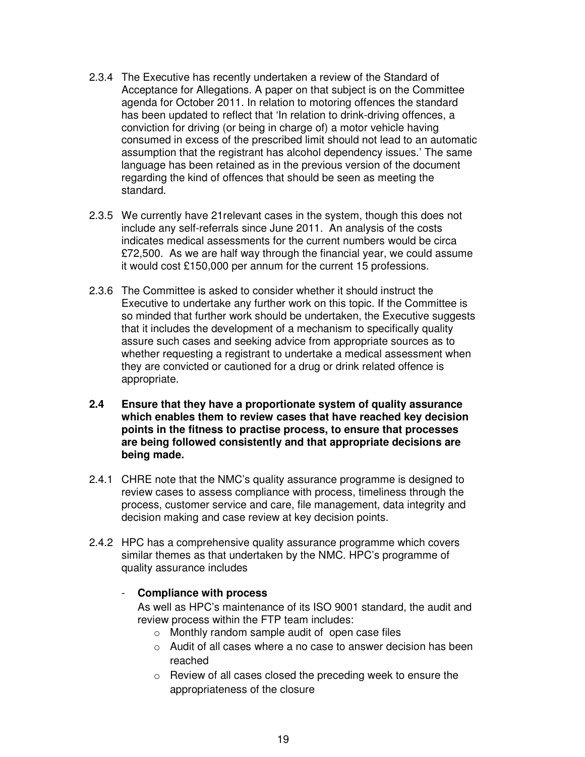2.3.4 The Executive has recently undertaken a review of the Standard of Acceptance for Allegations. A paper on that subject is on the Committee agenda for October 2011. In relation to motoring offences the standard has been updated to reflect that 'In relation to drink-driving offences, a conviction for driving (or being in charge of) a motor vehicle having consumed in excess of the prescribed limit should not lead to an automatic assumption that the registrant has alcohol dependency issues.' The same language has been retained as in the previous version of the document regarding the kind of offences that should be seen as meeting the standard.

2.3.5 We currently have 21relevant cases in the system, though this does not include any self-referrals since June 2011. An analysis of the costs indicates medical assessments for the current numbers would be circa £72,500. As we are half way through the financial year, we could assume it would cost £150,000 per annum for the current 15 professions.

2.3.6 The Committee is asked to consider whether it should instruct the Executive to undertake any further work on this topic. If the Committee is so minded that further work should be undertaken, the Executive suggests that it includes the development of a mechanism to specifically quality assure such cases and seeking advice from appropriate sources as to whether requesting a registrant to undertake a medical assessment when they are convicted or cautioned for a drug or drink related offence is appropriate.

**2.4 Ensure that they have a proportionate system of quality assurance which enables them to review cases that have reached key decision points in the fitness to practise process, to ensure that processes are being followed consistently and that appropriate decisions are being made.**

2.4.1 CHRE note that the NMC's quality assurance programme is designed to review cases to assess compliance with process, timeliness through the process, customer service and care, file management, data integrity and decision making and case review at key decision points.

2.4.2 HPC has a comprehensive quality assurance programme which covers similar themes as that undertaken by the NMC. HPC's programme of quality assurance includes

- **Compliance with process**

  As well as HPC's maintenance of its ISO 9001 standard, the audit and review process within the FTP team includes:
  - Monthly random sample audit of open case files
  - Audit of all cases where a no case to answer decision has been reached
  - Review of all cases closed the preceding week to ensure the appropriateness of the closure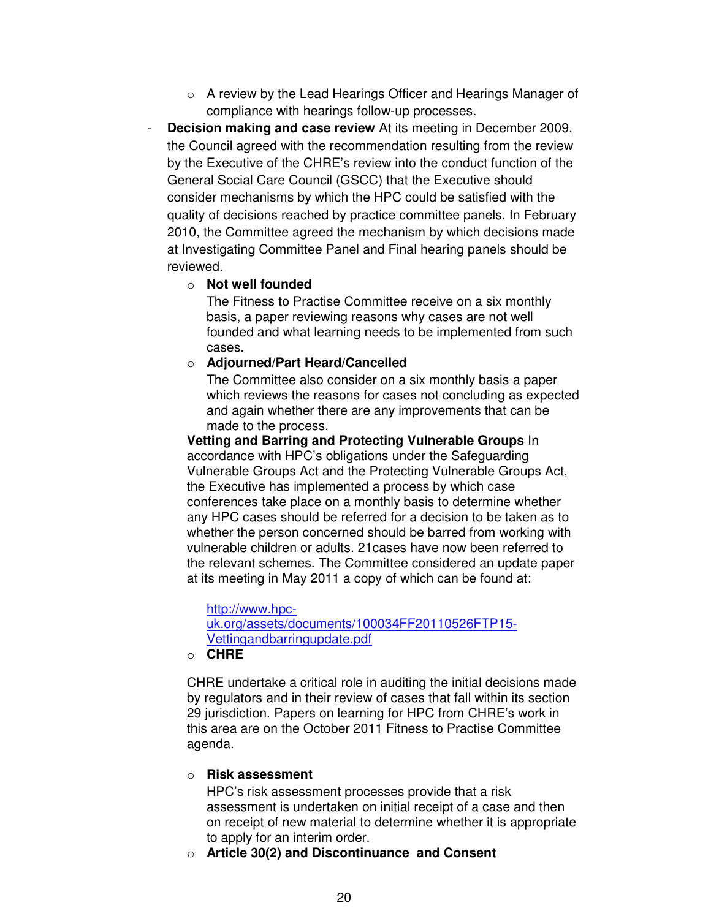- A review by the Lead Hearings Officer and Hearings Manager of compliance with hearings follow-up processes.

- **Decision making and case review** At its meeting in December 2009, the Council agreed with the recommendation resulting from the review by the Executive of the CHRE's review into the conduct function of the General Social Care Council (GSCC) that the Executive should consider mechanisms by which the HPC could be satisfied with the quality of decisions reached by practice committee panels. In February 2010, the Committee agreed the mechanism by which decisions made at Investigating Committee Panel and Final hearing panels should be reviewed.
    - **Not well founded**
      The Fitness to Practise Committee receive on a six monthly basis, a paper reviewing reasons why cases are not well founded and what learning needs to be implemented from such cases.
    - **Adjourned/Part Heard/Cancelled**
      The Committee also consider on a six monthly basis a paper which reviews the reasons for cases not concluding as expected and again whether there are any improvements that can be made to the process.

  **Vetting and Barring and Protecting Vulnerable Groups** In accordance with HPC's obligations under the Safeguarding Vulnerable Groups Act and the Protecting Vulnerable Groups Act, the Executive has implemented a process by which case conferences take place on a monthly basis to determine whether any HPC cases should be referred for a decision to be taken as to whether the person concerned should be barred from working with vulnerable children or adults. 21cases have now been referred to the relevant schemes. The Committee considered an update paper at its meeting in May 2011 a copy of which can be found at:

    http://www.hpc-uk.org/assets/documents/100034FF20110526FTP15-Vettingandbarringupdate.pdf

    - **CHRE**

  CHRE undertake a critical role in auditing the initial decisions made by regulators and in their review of cases that fall within its section 29 jurisdiction. Papers on learning for HPC from CHRE's work in this area are on the October 2011 Fitness to Practise Committee agenda.

    - **Risk assessment**
      HPC's risk assessment processes provide that a risk assessment is undertaken on initial receipt of a case and then on receipt of new material to determine whether it is appropriate to apply for an interim order.
    - **Article 30(2) and Discontinuance and Consent**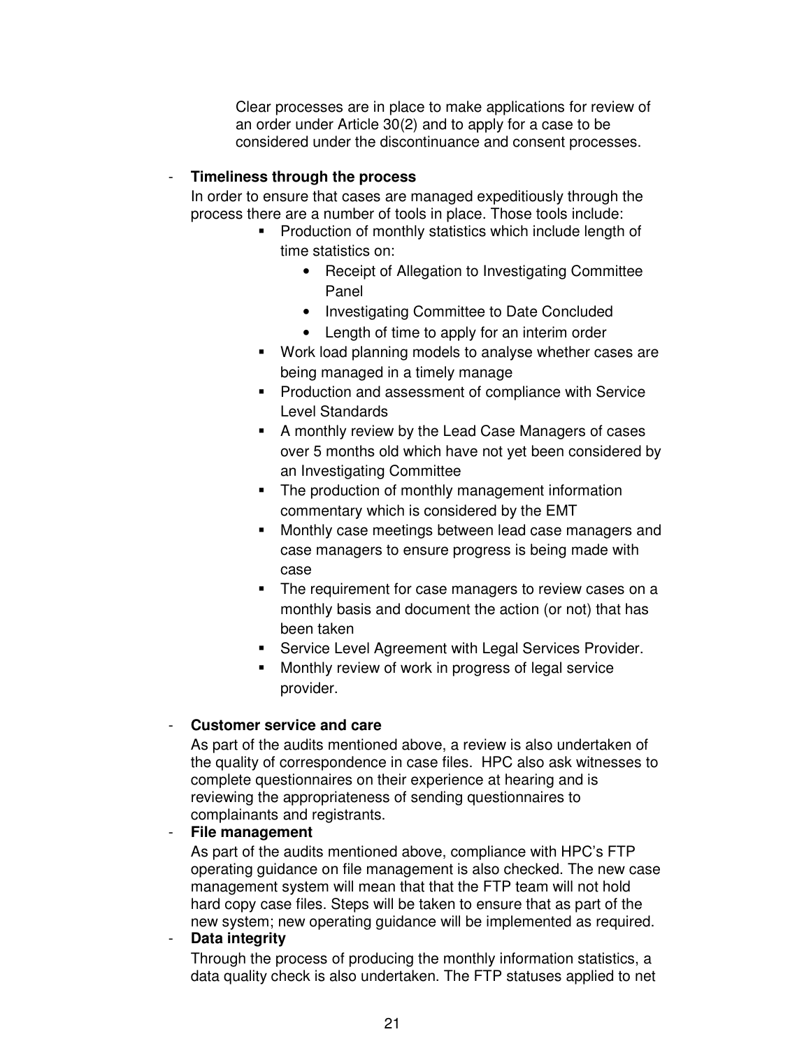Clear processes are in place to make applications for review of an order under Article 30(2) and to apply for a case to be considered under the discontinuance and consent processes.

- **Timeliness through the process**

  In order to ensure that cases are managed expeditiously through the process there are a number of tools in place. Those tools include:

  - Production of monthly statistics which include length of time statistics on:
    - Receipt of Allegation to Investigating Committee Panel
    - Investigating Committee to Date Concluded
    - Length of time to apply for an interim order
  - Work load planning models to analyse whether cases are being managed in a timely manage
  - Production and assessment of compliance with Service Level Standards
  - A monthly review by the Lead Case Managers of cases over 5 months old which have not yet been considered by an Investigating Committee
  - The production of monthly management information commentary which is considered by the EMT
  - Monthly case meetings between lead case managers and case managers to ensure progress is being made with case
  - The requirement for case managers to review cases on a monthly basis and document the action (or not) that has been taken
  - Service Level Agreement with Legal Services Provider.
  - Monthly review of work in progress of legal service provider.

- **Customer service and care**

  As part of the audits mentioned above, a review is also undertaken of the quality of correspondence in case files. HPC also ask witnesses to complete questionnaires on their experience at hearing and is reviewing the appropriateness of sending questionnaires to complainants and registrants.

- **File management**

  As part of the audits mentioned above, compliance with HPC's FTP operating guidance on file management is also checked. The new case management system will mean that that the FTP team will not hold hard copy case files. Steps will be taken to ensure that as part of the new system; new operating guidance will be implemented as required.

- **Data integrity**

  Through the process of producing the monthly information statistics, a data quality check is also undertaken. The FTP statuses applied to net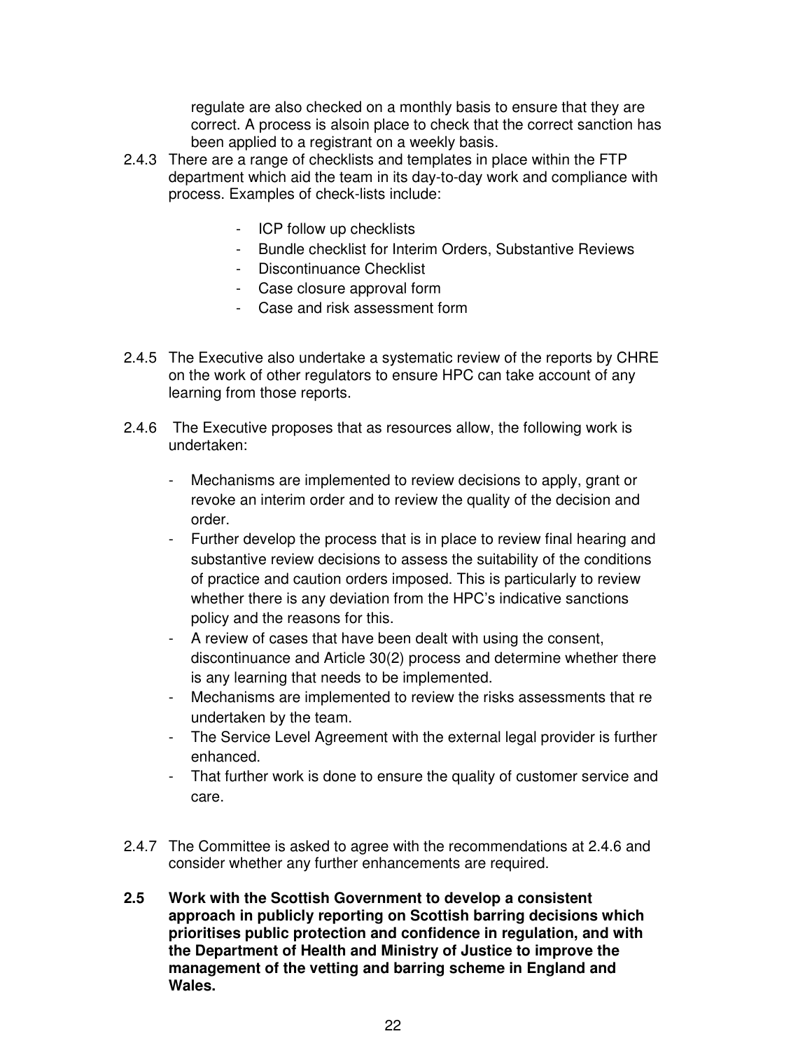regulate are also checked on a monthly basis to ensure that they are correct. A process is alsoin place to check that the correct sanction has been applied to a registrant on a weekly basis.

2.4.3 There are a range of checklists and templates in place within the FTP department which aid the team in its day-to-day work and compliance with process. Examples of check-lists include:

- ICP follow up checklists
- Bundle checklist for Interim Orders, Substantive Reviews
- Discontinuance Checklist
- Case closure approval form
- Case and risk assessment form

2.4.5 The Executive also undertake a systematic review of the reports by CHRE on the work of other regulators to ensure HPC can take account of any learning from those reports.

2.4.6 The Executive proposes that as resources allow, the following work is undertaken:

- Mechanisms are implemented to review decisions to apply, grant or revoke an interim order and to review the quality of the decision and order.
- Further develop the process that is in place to review final hearing and substantive review decisions to assess the suitability of the conditions of practice and caution orders imposed. This is particularly to review whether there is any deviation from the HPC's indicative sanctions policy and the reasons for this.
- A review of cases that have been dealt with using the consent, discontinuance and Article 30(2) process and determine whether there is any learning that needs to be implemented.
- Mechanisms are implemented to review the risks assessments that re undertaken by the team.
- The Service Level Agreement with the external legal provider is further enhanced.
- That further work is done to ensure the quality of customer service and care.

2.4.7 The Committee is asked to agree with the recommendations at 2.4.6 and consider whether any further enhancements are required.

**2.5 Work with the Scottish Government to develop a consistent approach in publicly reporting on Scottish barring decisions which prioritises public protection and confidence in regulation, and with the Department of Health and Ministry of Justice to improve the management of the vetting and barring scheme in England and Wales.**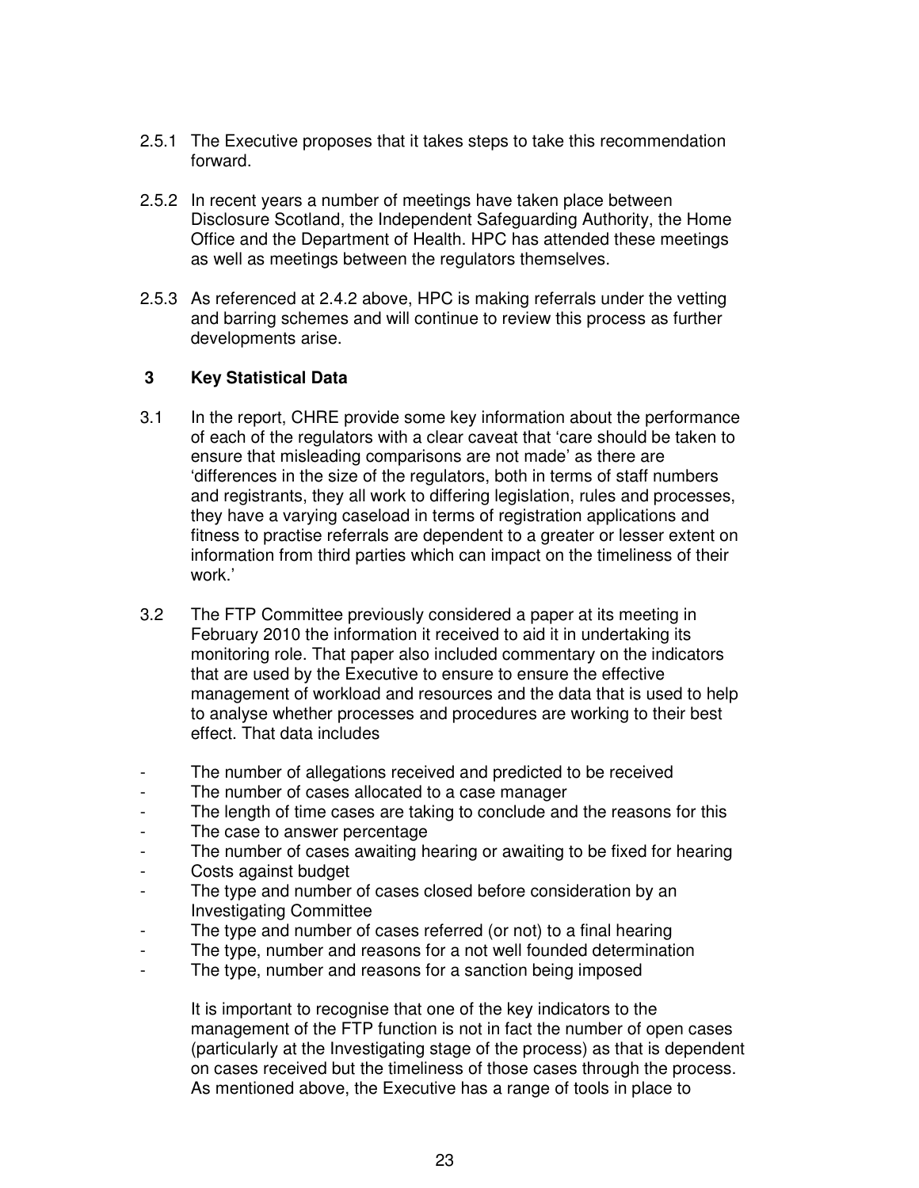2.5.1 The Executive proposes that it takes steps to take this recommendation forward.

2.5.2 In recent years a number of meetings have taken place between Disclosure Scotland, the Independent Safeguarding Authority, the Home Office and the Department of Health. HPC has attended these meetings as well as meetings between the regulators themselves.

2.5.3 As referenced at 2.4.2 above, HPC is making referrals under the vetting and barring schemes and will continue to review this process as further developments arise.

## 3 Key Statistical Data

3.1 In the report, CHRE provide some key information about the performance of each of the regulators with a clear caveat that 'care should be taken to ensure that misleading comparisons are not made' as there are 'differences in the size of the regulators, both in terms of staff numbers and registrants, they all work to differing legislation, rules and processes, they have a varying caseload in terms of registration applications and fitness to practise referrals are dependent to a greater or lesser extent on information from third parties which can impact on the timeliness of their work.'

3.2 The FTP Committee previously considered a paper at its meeting in February 2010 the information it received to aid it in undertaking its monitoring role. That paper also included commentary on the indicators that are used by the Executive to ensure to ensure the effective management of workload and resources and the data that is used to help to analyse whether processes and procedures are working to their best effect. That data includes

- The number of allegations received and predicted to be received
- The number of cases allocated to a case manager
- The length of time cases are taking to conclude and the reasons for this
- The case to answer percentage
- The number of cases awaiting hearing or awaiting to be fixed for hearing
- Costs against budget
- The type and number of cases closed before consideration by an Investigating Committee
- The type and number of cases referred (or not) to a final hearing
- The type, number and reasons for a not well founded determination
- The type, number and reasons for a sanction being imposed

It is important to recognise that one of the key indicators to the management of the FTP function is not in fact the number of open cases (particularly at the Investigating stage of the process) as that is dependent on cases received but the timeliness of those cases through the process. As mentioned above, the Executive has a range of tools in place to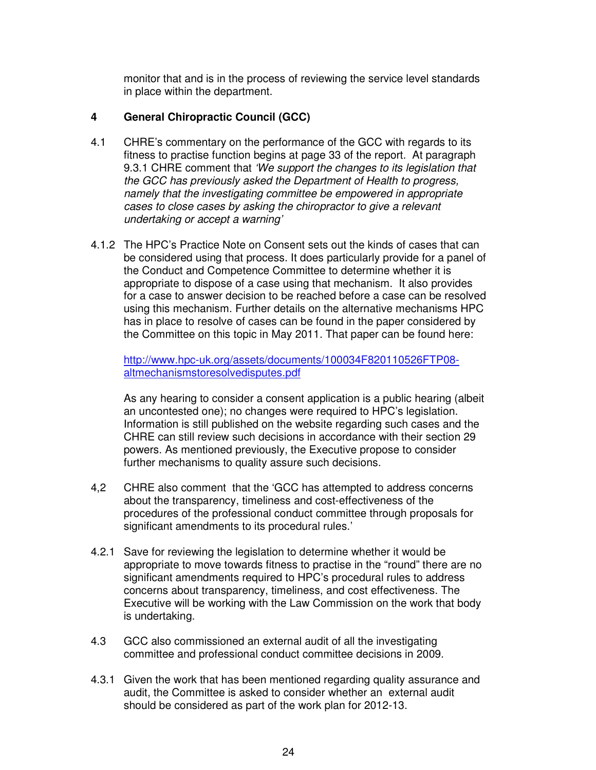monitor that and is in the process of reviewing the service level standards in place within the department.

## 4 General Chiropractic Council (GCC)

4.1 CHRE's commentary on the performance of the GCC with regards to its fitness to practise function begins at page 33 of the report. At paragraph 9.3.1 CHRE comment that *'We support the changes to its legislation that the GCC has previously asked the Department of Health to progress, namely that the investigating committee be empowered in appropriate cases to close cases by asking the chiropractor to give a relevant undertaking or accept a warning'*

4.1.2 The HPC's Practice Note on Consent sets out the kinds of cases that can be considered using that process. It does particularly provide for a panel of the Conduct and Competence Committee to determine whether it is appropriate to dispose of a case using that mechanism. It also provides for a case to answer decision to be reached before a case can be resolved using this mechanism. Further details on the alternative mechanisms HPC has in place to resolve of cases can be found in the paper considered by the Committee on this topic in May 2011. That paper can be found here:

[http://www.hpc-uk.org/assets/documents/100034F820110526FTP08-altmechanismstoresolvedisputes.pdf](http://www.hpc-uk.org/assets/documents/100034F820110526FTP08-altmechanismstoresolvedisputes.pdf)

As any hearing to consider a consent application is a public hearing (albeit an uncontested one); no changes were required to HPC's legislation. Information is still published on the website regarding such cases and the CHRE can still review such decisions in accordance with their section 29 powers. As mentioned previously, the Executive propose to consider further mechanisms to quality assure such decisions.

4,2 CHRE also comment that the 'GCC has attempted to address concerns about the transparency, timeliness and cost-effectiveness of the procedures of the professional conduct committee through proposals for significant amendments to its procedural rules.'

4.2.1 Save for reviewing the legislation to determine whether it would be appropriate to move towards fitness to practise in the "round" there are no significant amendments required to HPC's procedural rules to address concerns about transparency, timeliness, and cost effectiveness. The Executive will be working with the Law Commission on the work that body is undertaking.

4.3 GCC also commissioned an external audit of all the investigating committee and professional conduct committee decisions in 2009.

4.3.1 Given the work that has been mentioned regarding quality assurance and audit, the Committee is asked to consider whether an external audit should be considered as part of the work plan for 2012-13.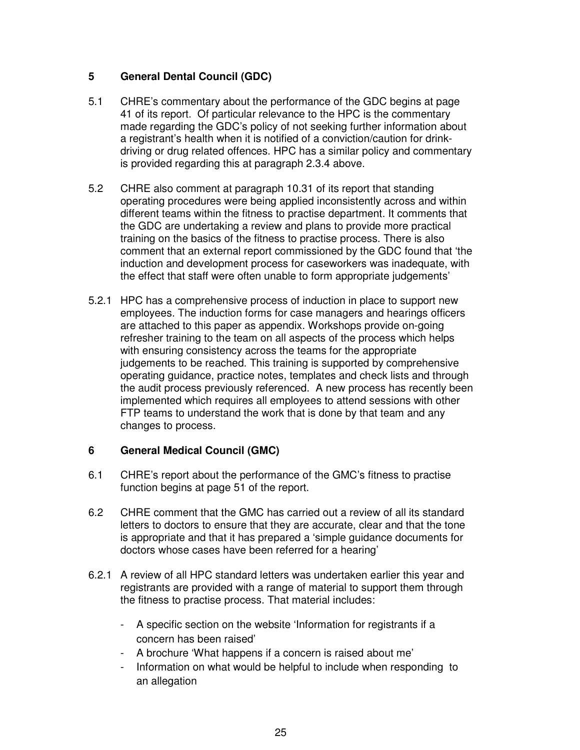## 5 General Dental Council (GDC)

5.1 CHRE's commentary about the performance of the GDC begins at page 41 of its report. Of particular relevance to the HPC is the commentary made regarding the GDC's policy of not seeking further information about a registrant's health when it is notified of a conviction/caution for drink-driving or drug related offences. HPC has a similar policy and commentary is provided regarding this at paragraph 2.3.4 above.

5.2 CHRE also comment at paragraph 10.31 of its report that standing operating procedures were being applied inconsistently across and within different teams within the fitness to practise department. It comments that the GDC are undertaking a review and plans to provide more practical training on the basics of the fitness to practise process. There is also comment that an external report commissioned by the GDC found that 'the induction and development process for caseworkers was inadequate, with the effect that staff were often unable to form appropriate judgements'

5.2.1 HPC has a comprehensive process of induction in place to support new employees. The induction forms for case managers and hearings officers are attached to this paper as appendix. Workshops provide on-going refresher training to the team on all aspects of the process which helps with ensuring consistency across the teams for the appropriate judgements to be reached. This training is supported by comprehensive operating guidance, practice notes, templates and check lists and through the audit process previously referenced. A new process has recently been implemented which requires all employees to attend sessions with other FTP teams to understand the work that is done by that team and any changes to process.

## 6 General Medical Council (GMC)

6.1 CHRE's report about the performance of the GMC's fitness to practise function begins at page 51 of the report.

6.2 CHRE comment that the GMC has carried out a review of all its standard letters to doctors to ensure that they are accurate, clear and that the tone is appropriate and that it has prepared a 'simple guidance documents for doctors whose cases have been referred for a hearing'

6.2.1 A review of all HPC standard letters was undertaken earlier this year and registrants are provided with a range of material to support them through the fitness to practise process. That material includes:

- A specific section on the website 'Information for registrants if a concern has been raised'
- A brochure 'What happens if a concern is raised about me'
- Information on what would be helpful to include when responding to an allegation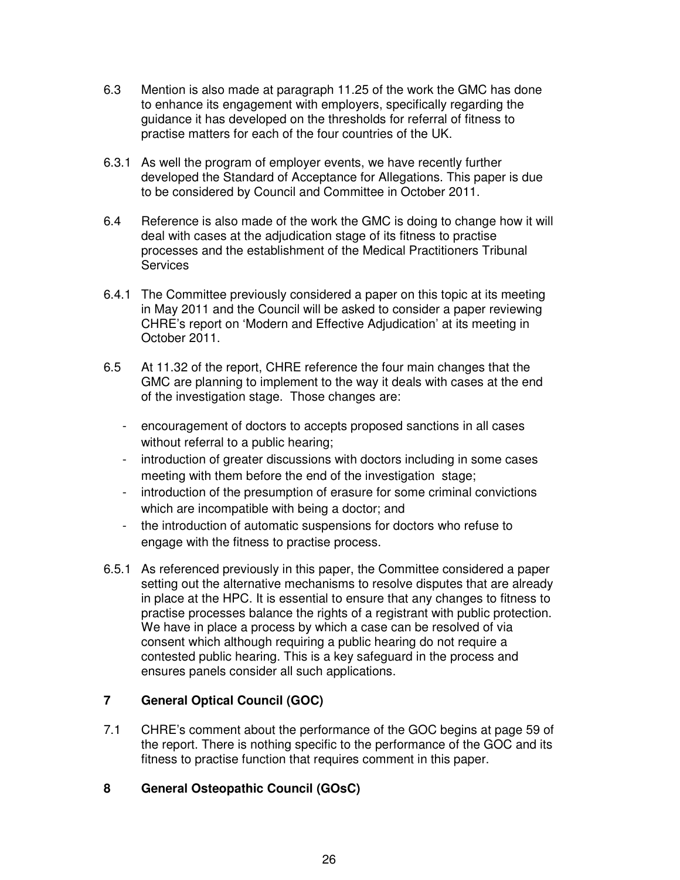6.3 Mention is also made at paragraph 11.25 of the work the GMC has done to enhance its engagement with employers, specifically regarding the guidance it has developed on the thresholds for referral of fitness to practise matters for each of the four countries of the UK.

6.3.1 As well the program of employer events, we have recently further developed the Standard of Acceptance for Allegations. This paper is due to be considered by Council and Committee in October 2011.

6.4 Reference is also made of the work the GMC is doing to change how it will deal with cases at the adjudication stage of its fitness to practise processes and the establishment of the Medical Practitioners Tribunal Services

6.4.1 The Committee previously considered a paper on this topic at its meeting in May 2011 and the Council will be asked to consider a paper reviewing CHRE's report on 'Modern and Effective Adjudication' at its meeting in October 2011.

6.5 At 11.32 of the report, CHRE reference the four main changes that the GMC are planning to implement to the way it deals with cases at the end of the investigation stage. Those changes are:

- encouragement of doctors to accepts proposed sanctions in all cases without referral to a public hearing;
- introduction of greater discussions with doctors including in some cases meeting with them before the end of the investigation stage;
- introduction of the presumption of erasure for some criminal convictions which are incompatible with being a doctor; and
- the introduction of automatic suspensions for doctors who refuse to engage with the fitness to practise process.

6.5.1 As referenced previously in this paper, the Committee considered a paper setting out the alternative mechanisms to resolve disputes that are already in place at the HPC. It is essential to ensure that any changes to fitness to practise processes balance the rights of a registrant with public protection. We have in place a process by which a case can be resolved of via consent which although requiring a public hearing do not require a contested public hearing. This is a key safeguard in the process and ensures panels consider all such applications.

## 7 General Optical Council (GOC)

7.1 CHRE's comment about the performance of the GOC begins at page 59 of the report. There is nothing specific to the performance of the GOC and its fitness to practise function that requires comment in this paper.

## 8 General Osteopathic Council (GOsC)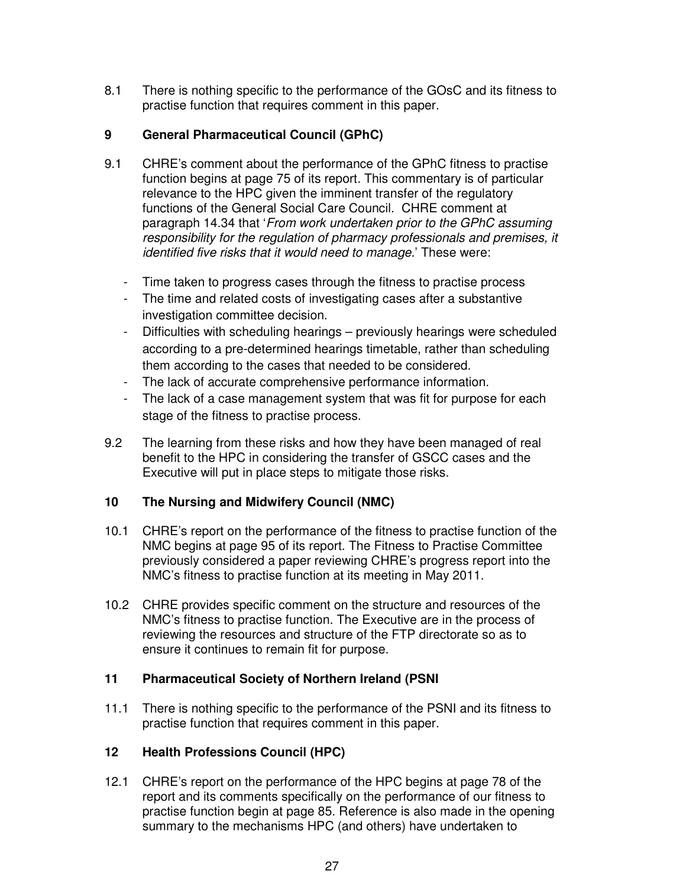8.1 There is nothing specific to the performance of the GOsC and its fitness to practise function that requires comment in this paper.

## 9 General Pharmaceutical Council (GPhC)

9.1 CHRE's comment about the performance of the GPhC fitness to practise function begins at page 75 of its report. This commentary is of particular relevance to the HPC given the imminent transfer of the regulatory functions of the General Social Care Council. CHRE comment at paragraph 14.34 that '*From work undertaken prior to the GPhC assuming responsibility for the regulation of pharmacy professionals and premises, it identified five risks that it would need to manage.*' These were:

- Time taken to progress cases through the fitness to practise process
- The time and related costs of investigating cases after a substantive investigation committee decision.
- Difficulties with scheduling hearings – previously hearings were scheduled according to a pre-determined hearings timetable, rather than scheduling them according to the cases that needed to be considered.
- The lack of accurate comprehensive performance information.
- The lack of a case management system that was fit for purpose for each stage of the fitness to practise process.

9.2 The learning from these risks and how they have been managed of real benefit to the HPC in considering the transfer of GSCC cases and the Executive will put in place steps to mitigate those risks.

## 10 The Nursing and Midwifery Council (NMC)

10.1 CHRE's report on the performance of the fitness to practise function of the NMC begins at page 95 of its report. The Fitness to Practise Committee previously considered a paper reviewing CHRE's progress report into the NMC's fitness to practise function at its meeting in May 2011.

10.2 CHRE provides specific comment on the structure and resources of the NMC's fitness to practise function. The Executive are in the process of reviewing the resources and structure of the FTP directorate so as to ensure it continues to remain fit for purpose.

## 11 Pharmaceutical Society of Northern Ireland (PSNI

11.1 There is nothing specific to the performance of the PSNI and its fitness to practise function that requires comment in this paper.

## 12 Health Professions Council (HPC)

12.1 CHRE's report on the performance of the HPC begins at page 78 of the report and its comments specifically on the performance of our fitness to practise function begin at page 85. Reference is also made in the opening summary to the mechanisms HPC (and others) have undertaken to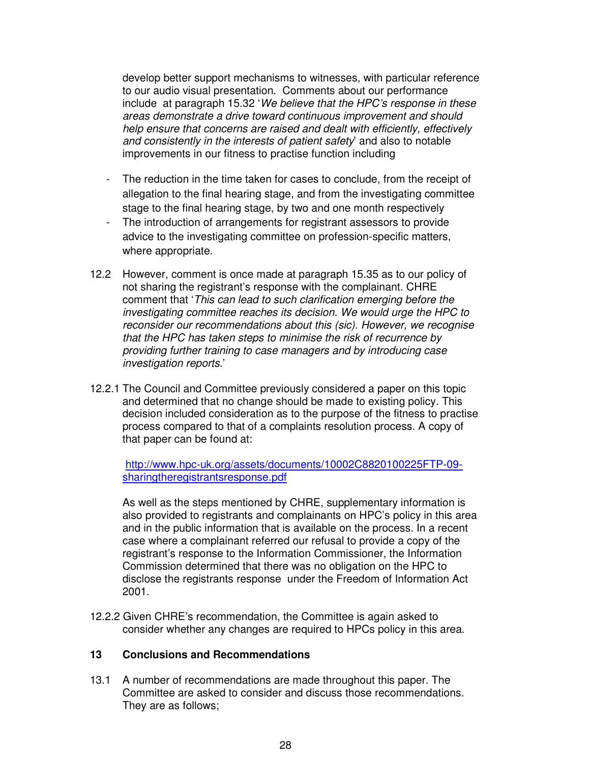develop better support mechanisms to witnesses, with particular reference to our audio visual presentation. Comments about our performance include at paragraph 15.32 '*We believe that the HPC's response in these areas demonstrate a drive toward continuous improvement and should help ensure that concerns are raised and dealt with efficiently, effectively and consistently in the interests of patient safety*' and also to notable improvements in our fitness to practise function including

- The reduction in the time taken for cases to conclude, from the receipt of allegation to the final hearing stage, and from the investigating committee stage to the final hearing stage, by two and one month respectively
- The introduction of arrangements for registrant assessors to provide advice to the investigating committee on profession-specific matters, where appropriate.

12.2 However, comment is once made at paragraph 15.35 as to our policy of not sharing the registrant's response with the complainant. CHRE comment that '*This can lead to such clarification emerging before the investigating committee reaches its decision. We would urge the HPC to reconsider our recommendations about this (sic). However, we recognise that the HPC has taken steps to minimise the risk of recurrence by providing further training to case managers and by introducing case investigation reports.*'

12.2.1 The Council and Committee previously considered a paper on this topic and determined that no change should be made to existing policy. This decision included consideration as to the purpose of the fitness to practise process compared to that of a complaints resolution process. A copy of that paper can be found at:

[http://www.hpc-uk.org/assets/documents/10002C8820100225FTP-09-sharingtheregistrantsresponse.pdf](http://www.hpc-uk.org/assets/documents/10002C8820100225FTP-09-sharingtheregistrantsresponse.pdf)

As well as the steps mentioned by CHRE, supplementary information is also provided to registrants and complainants on HPC's policy in this area and in the public information that is available on the process. In a recent case where a complainant referred our refusal to provide a copy of the registrant's response to the Information Commissioner, the Information Commission determined that there was no obligation on the HPC to disclose the registrants response under the Freedom of Information Act 2001.

12.2.2 Given CHRE's recommendation, the Committee is again asked to consider whether any changes are required to HPCs policy in this area.

## 13 Conclusions and Recommendations

13.1 A number of recommendations are made throughout this paper. The Committee are asked to consider and discuss those recommendations. They are as follows;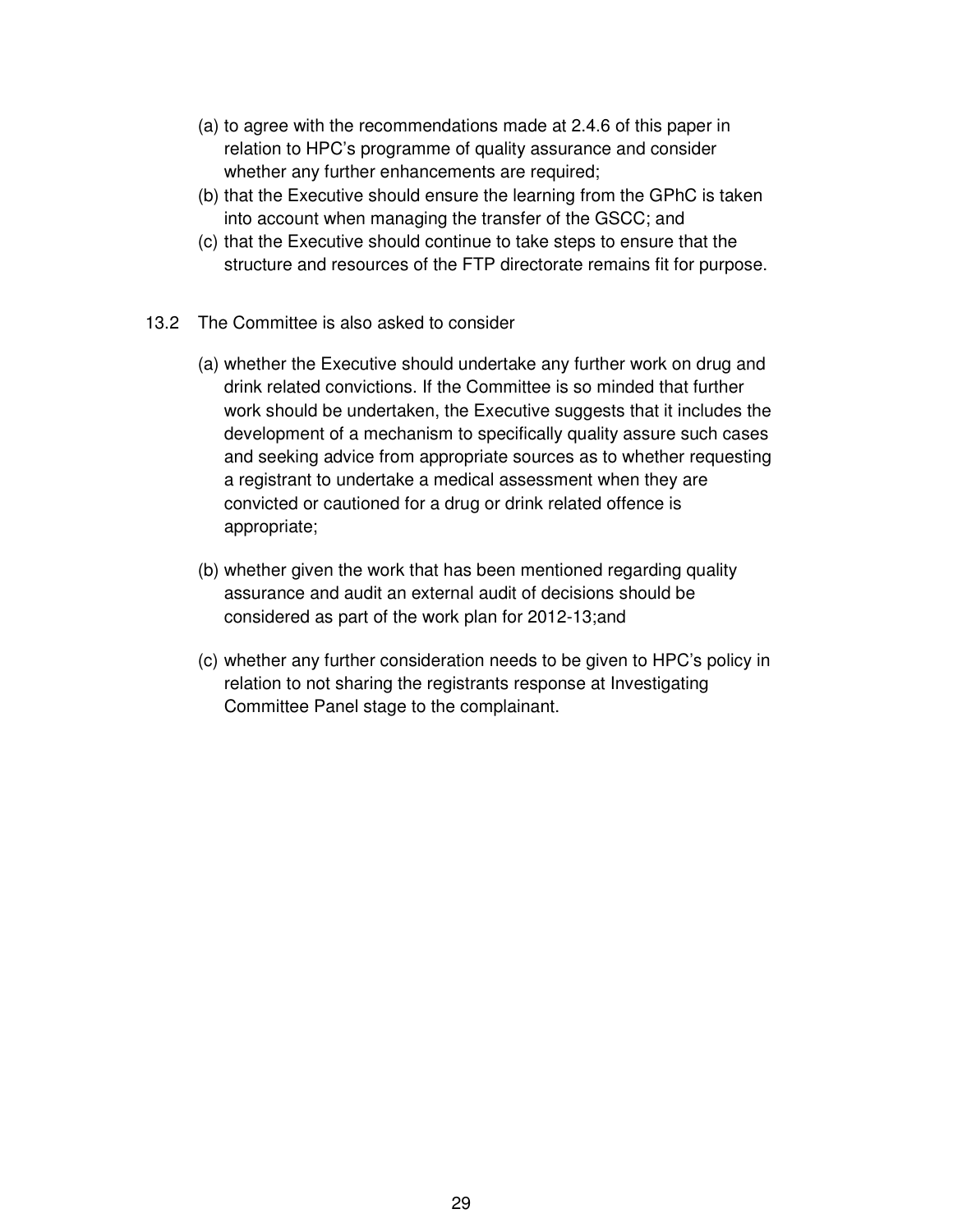(a) to agree with the recommendations made at 2.4.6 of this paper in relation to HPC's programme of quality assurance and consider whether any further enhancements are required;

(b) that the Executive should ensure the learning from the GPhC is taken into account when managing the transfer of the GSCC; and

(c) that the Executive should continue to take steps to ensure that the structure and resources of the FTP directorate remains fit for purpose.

13.2 The Committee is also asked to consider

(a) whether the Executive should undertake any further work on drug and drink related convictions. If the Committee is so minded that further work should be undertaken, the Executive suggests that it includes the development of a mechanism to specifically quality assure such cases and seeking advice from appropriate sources as to whether requesting a registrant to undertake a medical assessment when they are convicted or cautioned for a drug or drink related offence is appropriate;

(b) whether given the work that has been mentioned regarding quality assurance and audit an external audit of decisions should be considered as part of the work plan for 2012-13;and

(c) whether any further consideration needs to be given to HPC's policy in relation to not sharing the registrants response at Investigating Committee Panel stage to the complainant.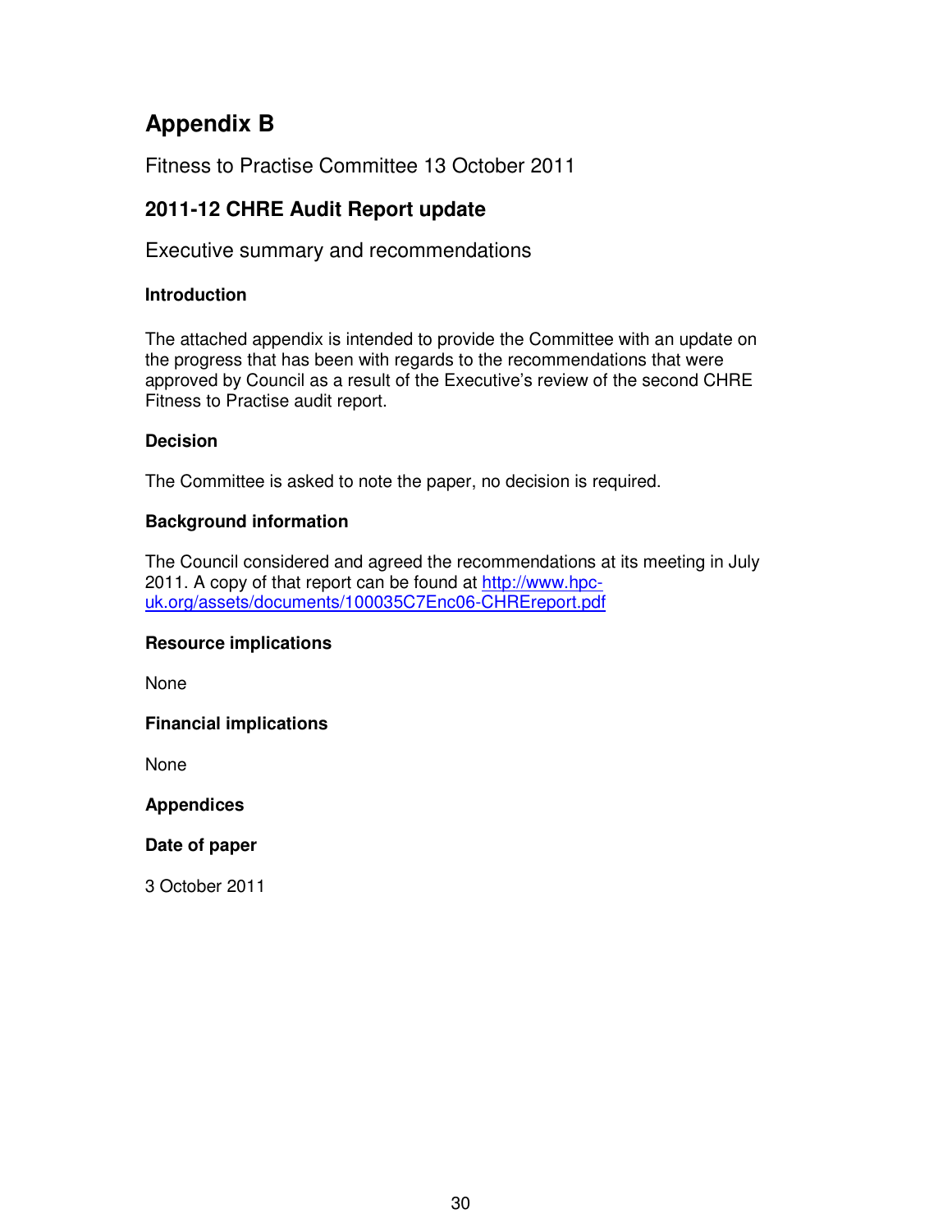# Appendix B

Fitness to Practise Committee 13 October 2011

## 2011-12 CHRE Audit Report update

Executive summary and recommendations

### Introduction

The attached appendix is intended to provide the Committee with an update on the progress that has been with regards to the recommendations that were approved by Council as a result of the Executive's review of the second CHRE Fitness to Practise audit report.

### Decision

The Committee is asked to note the paper, no decision is required.

### Background information

The Council considered and agreed the recommendations at its meeting in July 2011. A copy of that report can be found at http://www.hpc-uk.org/assets/documents/100035C7Enc06-CHREreport.pdf

### Resource implications

None

### Financial implications

None

### Appendices

### Date of paper

3 October 2011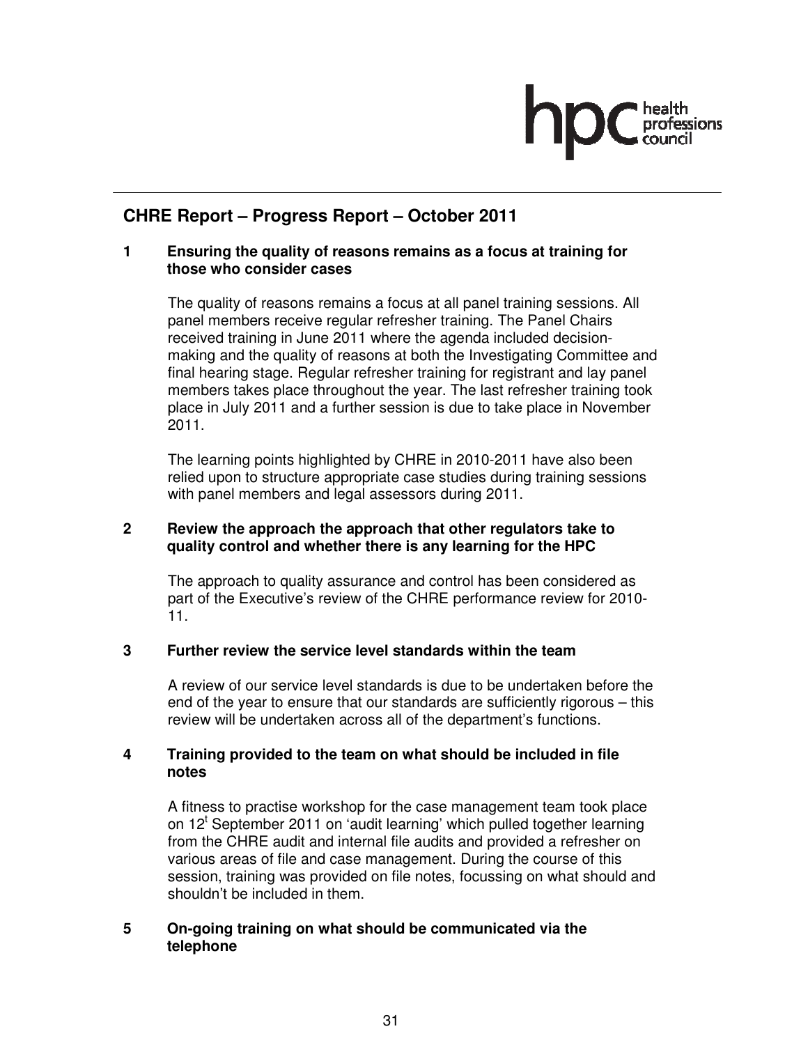## CHRE Report – Progress Report – October 2011

### 1 Ensuring the quality of reasons remains as a focus at training for those who consider cases

The quality of reasons remains a focus at all panel training sessions. All panel members receive regular refresher training. The Panel Chairs received training in June 2011 where the agenda included decision-making and the quality of reasons at both the Investigating Committee and final hearing stage. Regular refresher training for registrant and lay panel members takes place throughout the year. The last refresher training took place in July 2011 and a further session is due to take place in November 2011.

The learning points highlighted by CHRE in 2010-2011 have also been relied upon to structure appropriate case studies during training sessions with panel members and legal assessors during 2011.

### 2 Review the approach the approach that other regulators take to quality control and whether there is any learning for the HPC

The approach to quality assurance and control has been considered as part of the Executive's review of the CHRE performance review for 2010-11.

### 3 Further review the service level standards within the team

A review of our service level standards is due to be undertaken before the end of the year to ensure that our standards are sufficiently rigorous – this review will be undertaken across all of the department's functions.

### 4 Training provided to the team on what should be included in file notes

A fitness to practise workshop for the case management team took place on 12t September 2011 on 'audit learning' which pulled together learning from the CHRE audit and internal file audits and provided a refresher on various areas of file and case management. During the course of this session, training was provided on file notes, focussing on what should and shouldn't be included in them.

### 5 On-going training on what should be communicated via the telephone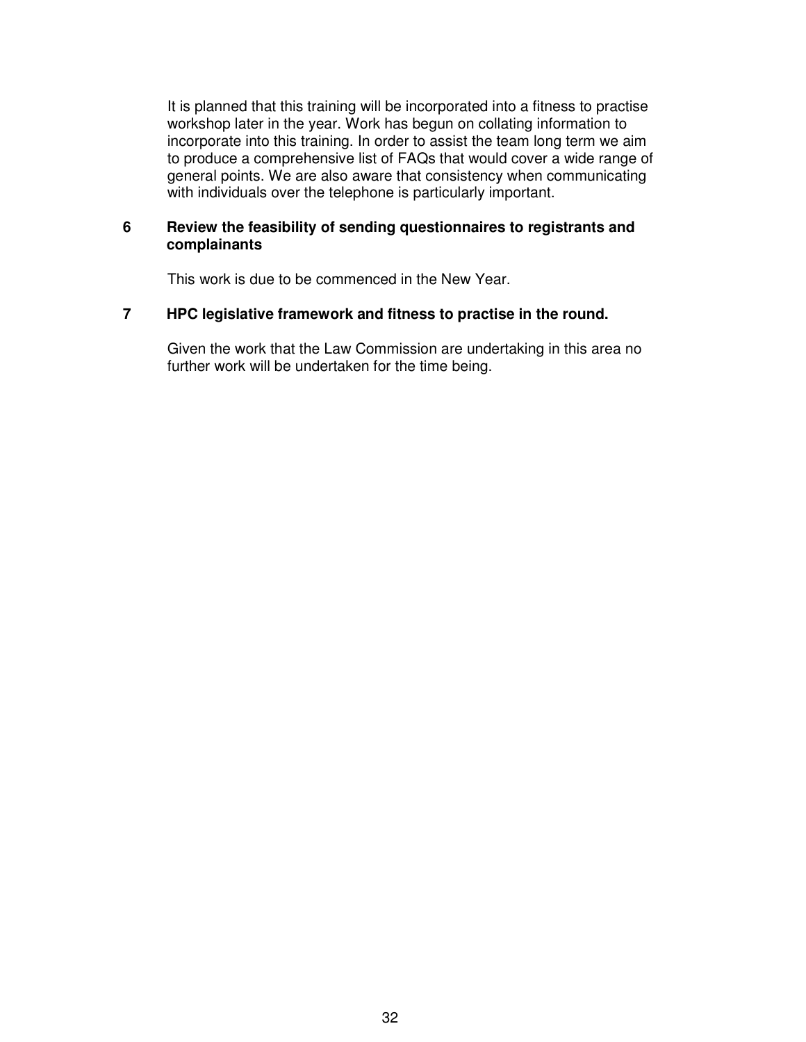It is planned that this training will be incorporated into a fitness to practise workshop later in the year. Work has begun on collating information to incorporate into this training. In order to assist the team long term we aim to produce a comprehensive list of FAQs that would cover a wide range of general points. We are also aware that consistency when communicating with individuals over the telephone is particularly important.

**6 Review the feasibility of sending questionnaires to registrants and complainants**

This work is due to be commenced in the New Year.

**7 HPC legislative framework and fitness to practise in the round.**

Given the work that the Law Commission are undertaking in this area no further work will be undertaken for the time being.